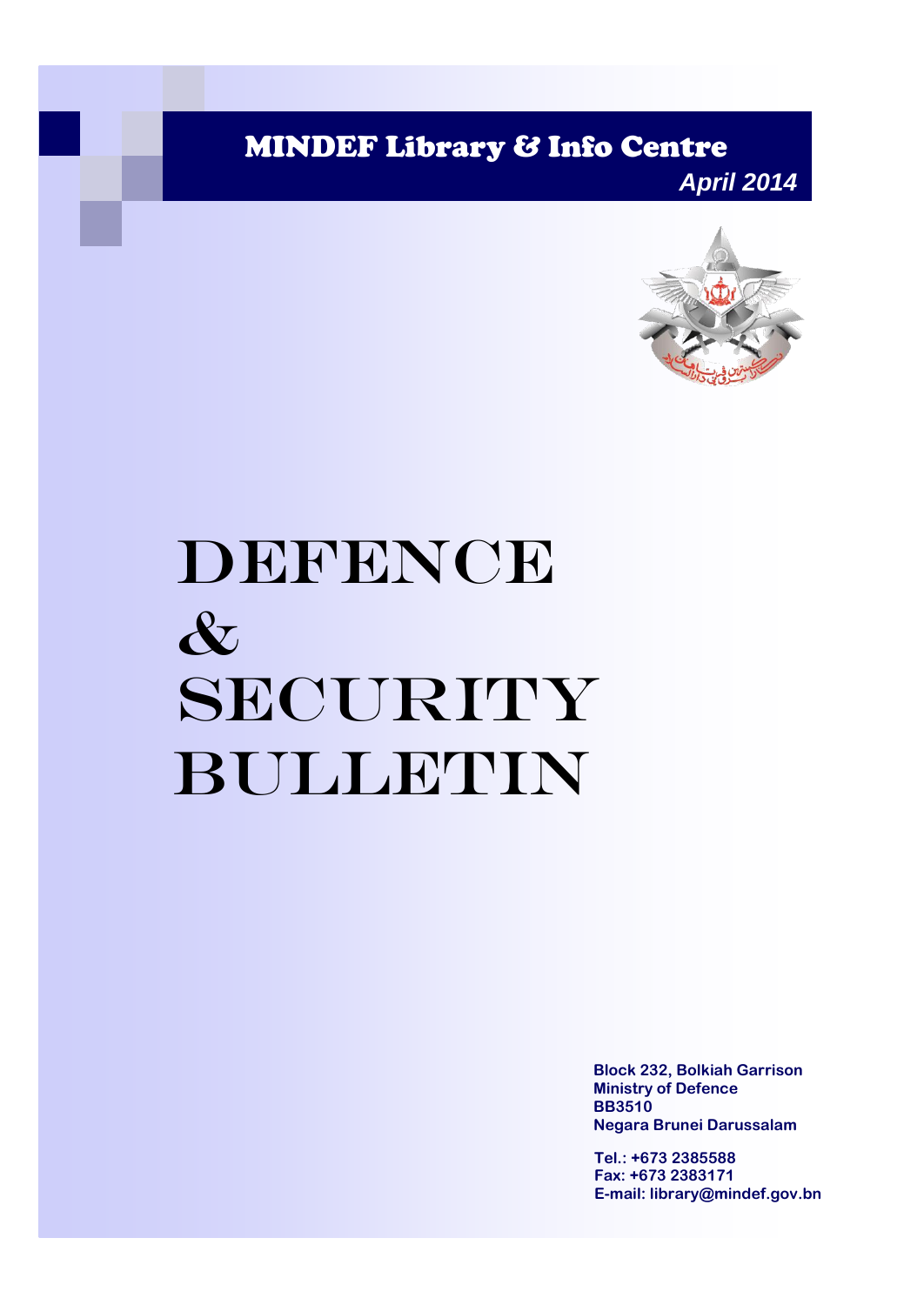**MINDEF Library & Info Centre**

*April 2014*

# DEFENCE & SECURITY BULLETIN

**Block 232, Bolkiah Garrison**
**Ministry of Defence**
**BB3510**
**Negara Brunei Darussalam**

**Tel.: +673 2385588**
**Fax: +673 2383171**
**E-mail: library@mindef.gov.bn**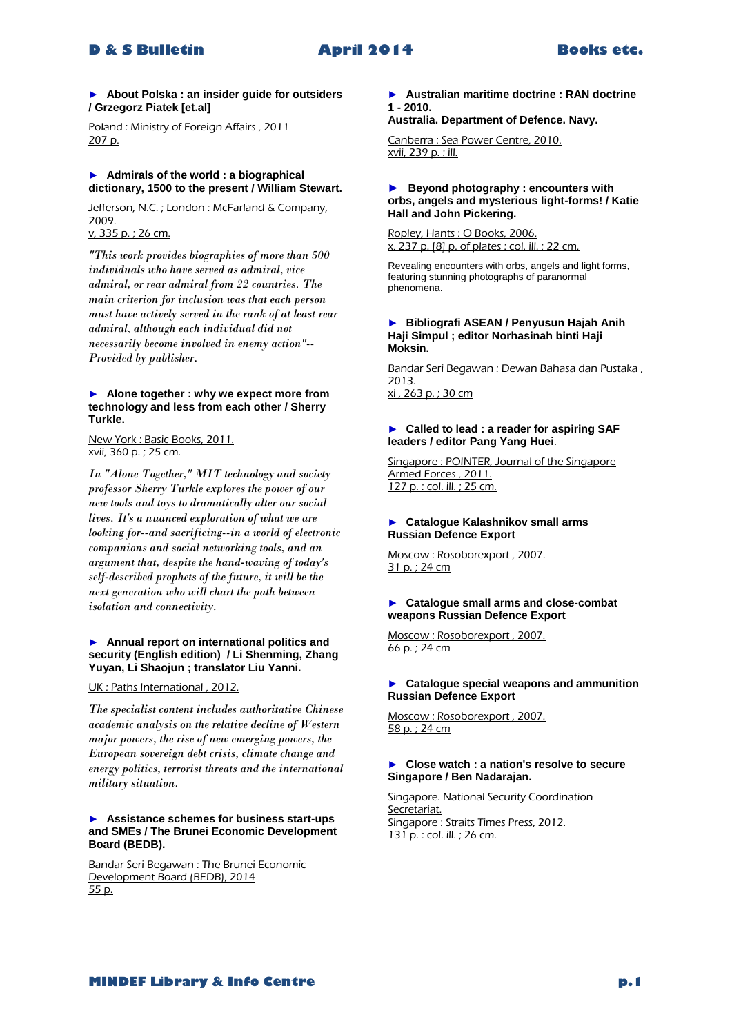► **About Polska : an insider guide for outsiders / Grzegorz Piatek [et.al]**

Poland : Ministry of Foreign Affairs , 2011
207 p.

► **Admirals of the world : a biographical dictionary, 1500 to the present / William Stewart.**

Jefferson, N.C. ; London : McFarland & Company, 2009.
v, 335 p. ; 26 cm.

*"This work provides biographies of more than 500 individuals who have served as admiral, vice admiral, or rear admiral from 22 countries. The main criterion for inclusion was that each person must have actively served in the rank of at least rear admiral, although each individual did not necessarily become involved in enemy action"-- Provided by publisher.*

► **Alone together : why we expect more from technology and less from each other / Sherry Turkle.**

New York : Basic Books, 2011.
xvii, 360 p. ; 25 cm.

*In "Alone Together," MIT technology and society professor Sherry Turkle explores the power of our new tools and toys to dramatically alter our social lives. It's a nuanced exploration of what we are looking for--and sacrificing--in a world of electronic companions and social networking tools, and an argument that, despite the hand-waving of today's self-described prophets of the future, it will be the next generation who will chart the path between isolation and connectivity.*

► **Annual report on international politics and security (English edition) / Li Shenming, Zhang Yuyan, Li Shaojun ; translator Liu Yanni.**

UK : Paths International , 2012.

*The specialist content includes authoritative Chinese academic analysis on the relative decline of Western major powers, the rise of new emerging powers, the European sovereign debt crisis, climate change and energy politics, terrorist threats and the international military situation.*

► **Assistance schemes for business start-ups and SMEs / The Brunei Economic Development Board (BEDB).**

Bandar Seri Begawan : The Brunei Economic Development Board (BEDB), 2014
55 p.

► **Australian maritime doctrine : RAN doctrine 1 - 2010.**
**Australia. Department of Defence. Navy.**

Canberra : Sea Power Centre, 2010.
xvii, 239 p. : ill.

► **Beyond photography : encounters with orbs, angels and mysterious light-forms! / Katie Hall and John Pickering.**

Ropley, Hants : O Books, 2006.
x, 237 p. [8] p. of plates : col. ill. ; 22 cm.

Revealing encounters with orbs, angels and light forms, featuring stunning photographs of paranormal phenomena.

► **Bibliografi ASEAN / Penyusun Hajah Anih Haji Simpul ; editor Norhasinah binti Haji Moksin.**

Bandar Seri Begawan : Dewan Bahasa dan Pustaka , 2013.
xi , 263 p. ; 30 cm

► **Called to lead : a reader for aspiring SAF leaders / editor Pang Yang Huei**.

Singapore : POINTER, Journal of the Singapore Armed Forces , 2011.
127 p. : col. ill. ; 25 cm.

► **Catalogue Kalashnikov small arms Russian Defence Export**

Moscow : Rosoborexport , 2007.
31 p. ; 24 cm

► **Catalogue small arms and close-combat weapons Russian Defence Export**

Moscow : Rosoborexport , 2007.
66 p. ; 24 cm

► **Catalogue special weapons and ammunition Russian Defence Export**

Moscow : Rosoborexport , 2007.
58 p. ; 24 cm

► **Close watch : a nation's resolve to secure Singapore / Ben Nadarajan.**

Singapore. National Security Coordination Secretariat.
Singapore : Straits Times Press, 2012.
131 p. : col. ill. ; 26 cm.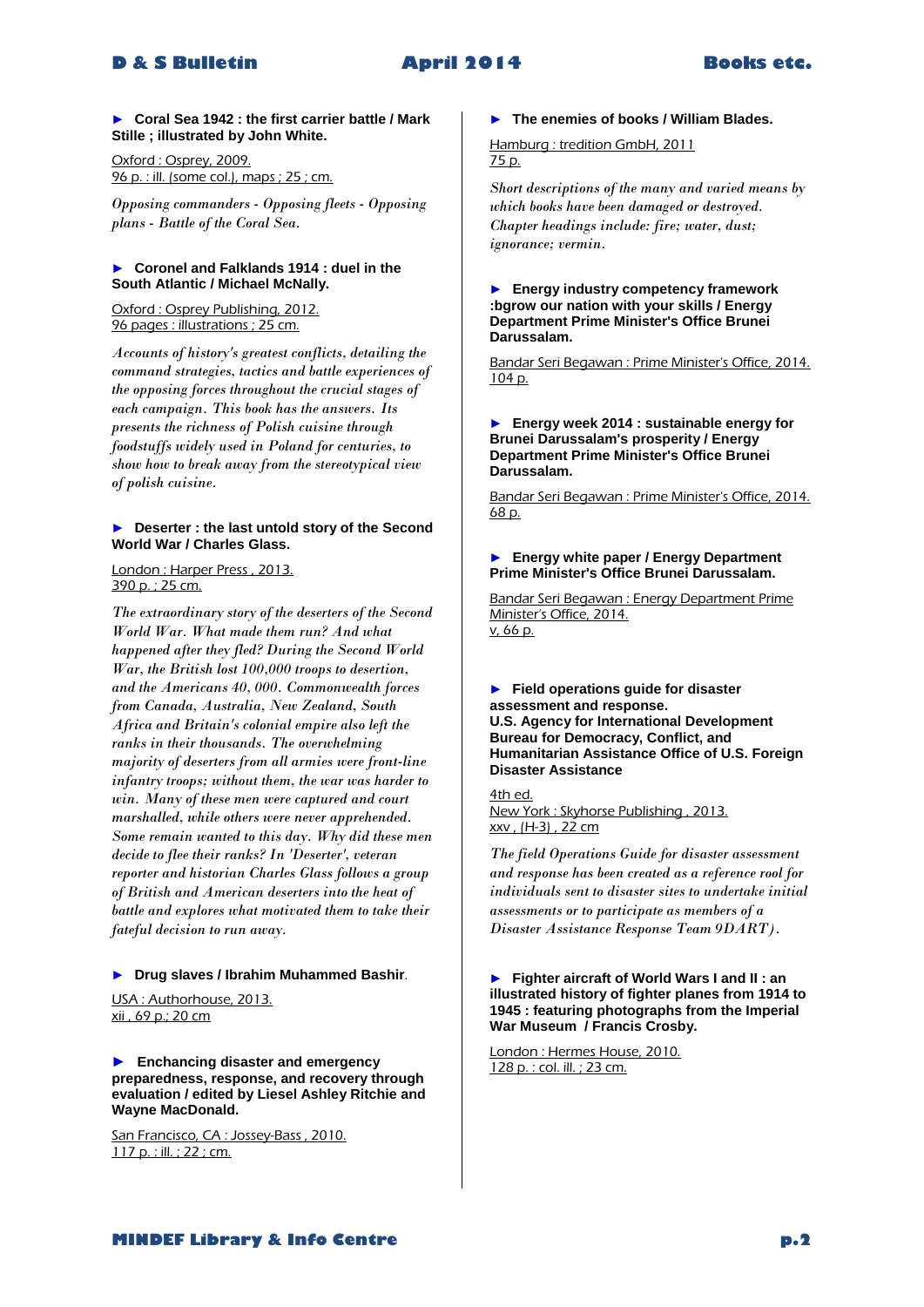► **Coral Sea 1942 : the first carrier battle / Mark Stille ; illustrated by John White.**

Oxford : Osprey, 2009.
96 p. : ill. (some col.), maps ; 25 ; cm.

*Opposing commanders - Opposing fleets - Opposing plans - Battle of the Coral Sea.*

► **Coronel and Falklands 1914 : duel in the South Atlantic / Michael McNally.**

Oxford : Osprey Publishing, 2012.
96 pages : illustrations ; 25 cm.

*Accounts of history's greatest conflicts, detailing the command strategies, tactics and battle experiences of the opposing forces throughout the crucial stages of each campaign. This book has the answers. Its presents the richness of Polish cuisine through foodstuffs widely used in Poland for centuries, to show how to break away from the stereotypical view of polish cuisine.*

► **Deserter : the last untold story of the Second World War / Charles Glass.**

London : Harper Press , 2013.
390 p. ; 25 cm.

*The extraordinary story of the deserters of the Second World War. What made them run? And what happened after they fled? During the Second World War, the British lost 100,000 troops to desertion, and the Americans 40, 000. Commonwealth forces from Canada, Australia, New Zealand, South Africa and Britain's colonial empire also left the ranks in their thousands. The overwhelming majority of deserters from all armies were front-line infantry troops; without them, the war was harder to win. Many of these men were captured and court marshalled, while others were never apprehended. Some remain wanted to this day. Why did these men decide to flee their ranks? In 'Deserter', veteran reporter and historian Charles Glass follows a group of British and American deserters into the heat of battle and explores what motivated them to take their fateful decision to run away.*

► **Drug slaves / Ibrahim Muhammed Bashir**.

USA : Authorhouse, 2013.
xii , 69 p.; 20 cm

► **Enchancing disaster and emergency preparedness, response, and recovery through evaluation / edited by Liesel Ashley Ritchie and Wayne MacDonald.**

San Francisco, CA : Jossey-Bass , 2010.
117 p. : ill. ; 22 ; cm.

► **The enemies of books / William Blades.**

Hamburg : tredition GmbH, 2011
75 p.

*Short descriptions of the many and varied means by which books have been damaged or destroyed. Chapter headings include: fire; water, dust; ignorance; vermin.*

► **Energy industry competency framework :bgrow our nation with your skills / Energy Department Prime Minister's Office Brunei Darussalam.**

Bandar Seri Begawan : Prime Minister's Office, 2014.
104 p.

► **Energy week 2014 : sustainable energy for Brunei Darussalam's prosperity / Energy Department Prime Minister's Office Brunei Darussalam.**

Bandar Seri Begawan : Prime Minister's Office, 2014.
68 p.

► **Energy white paper / Energy Department Prime Minister's Office Brunei Darussalam.**

Bandar Seri Begawan : Energy Department Prime Minister's Office, 2014.
v, 66 p.

► **Field operations guide for disaster assessment and response.**
**U.S. Agency for International Development Bureau for Democracy, Conflict, and Humanitarian Assistance Office of U.S. Foreign Disaster Assistance**

4th ed.
New York : Skyhorse Publishing , 2013.
xxv , (H-3) , 22 cm

*The field Operations Guide for disaster assessment and response has been created as a reference rool for individuals sent to disaster sites to undertake initial assessments or to participate as members of a Disaster Assistance Response Team 9DART).*

► **Fighter aircraft of World Wars I and II : an illustrated history of fighter planes from 1914 to 1945 : featuring photographs from the Imperial War Museum / Francis Crosby.**

London : Hermes House, 2010.
128 p. : col. ill. ; 23 cm.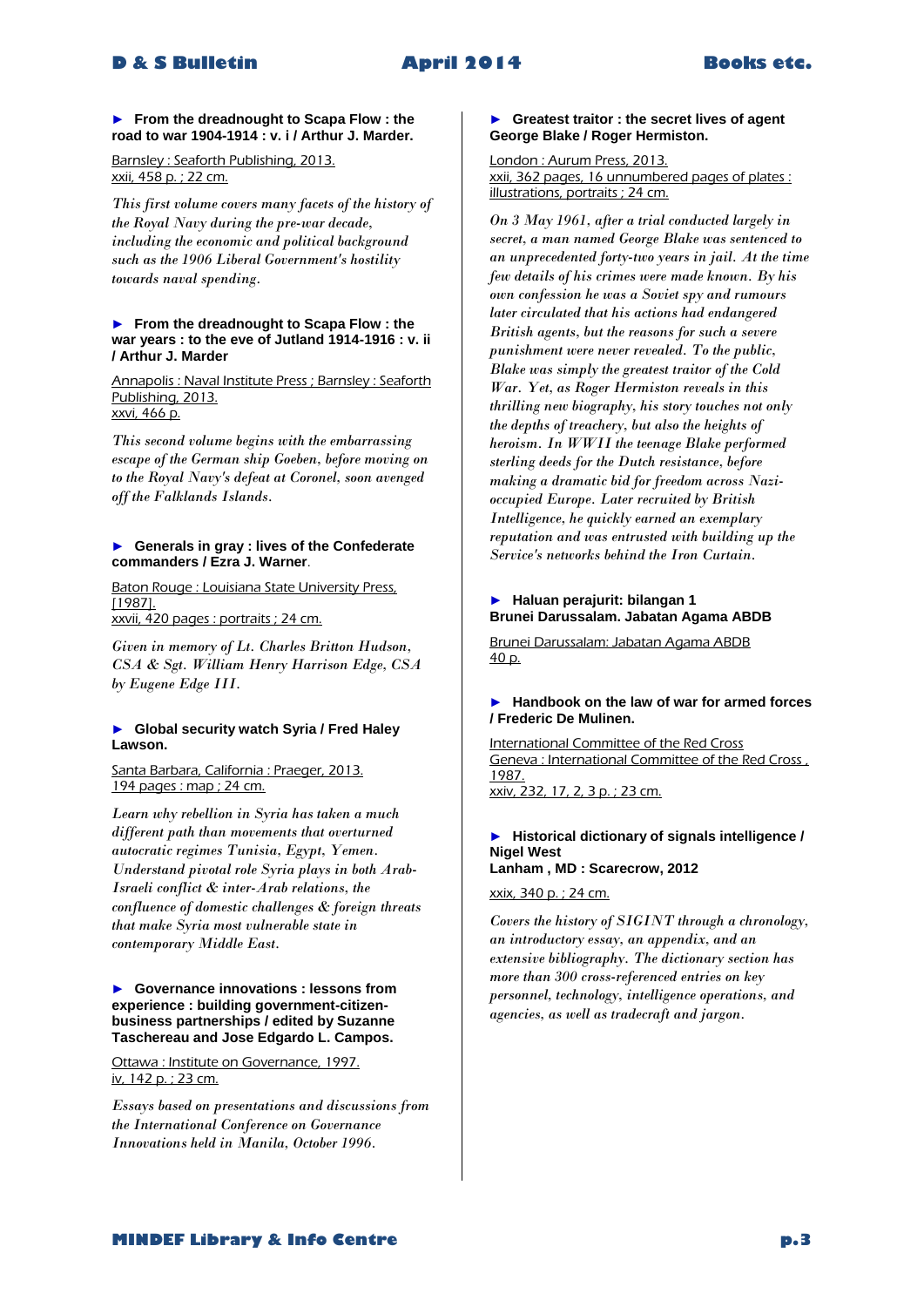► **From the dreadnought to Scapa Flow : the road to war 1904-1914 : v. i / Arthur J. Marder.**

Barnsley : Seaforth Publishing, 2013.
xxii, 458 p. ; 22 cm.

*This first volume covers many facets of the history of the Royal Navy during the pre-war decade, including the economic and political background such as the 1906 Liberal Government's hostility towards naval spending.*

► **From the dreadnought to Scapa Flow : the war years : to the eve of Jutland 1914-1916 : v. ii / Arthur J. Marder**

Annapolis : Naval Institute Press ; Barnsley : Seaforth Publishing, 2013.
xxvi, 466 p.

*This second volume begins with the embarrassing escape of the German ship Goeben, before moving on to the Royal Navy's defeat at Coronel, soon avenged off the Falklands Islands.*

► **Generals in gray : lives of the Confederate commanders / Ezra J. Warner**.

Baton Rouge : Louisiana State University Press, [1987].
xxvii, 420 pages : portraits ; 24 cm.

*Given in memory of Lt. Charles Britton Hudson, CSA & Sgt. William Henry Harrison Edge, CSA by Eugene Edge III.*

► **Global security watch Syria / Fred Haley Lawson.**

Santa Barbara, California : Praeger, 2013.
194 pages : map ; 24 cm.

*Learn why rebellion in Syria has taken a much different path than movements that overturned autocratic regimes Tunisia, Egypt, Yemen. Understand pivotal role Syria plays in both Arab-Israeli conflict & inter-Arab relations, the confluence of domestic challenges & foreign threats that make Syria most vulnerable state in contemporary Middle East.*

► **Governance innovations : lessons from experience : building government-citizen-business partnerships / edited by Suzanne Taschereau and Jose Edgardo L. Campos.**

Ottawa : Institute on Governance, 1997.
iv, 142 p. ; 23 cm.

*Essays based on presentations and discussions from the International Conference on Governance Innovations held in Manila, October 1996.*

► **Greatest traitor : the secret lives of agent George Blake / Roger Hermiston.**

London : Aurum Press, 2013.
xxii, 362 pages, 16 unnumbered pages of plates : illustrations, portraits ; 24 cm.

*On 3 May 1961, after a trial conducted largely in secret, a man named George Blake was sentenced to an unprecedented forty-two years in jail. At the time few details of his crimes were made known. By his own confession he was a Soviet spy and rumours later circulated that his actions had endangered British agents, but the reasons for such a severe punishment were never revealed. To the public, Blake was simply the greatest traitor of the Cold War. Yet, as Roger Hermiston reveals in this thrilling new biography, his story touches not only the depths of treachery, but also the heights of heroism. In WWII the teenage Blake performed sterling deeds for the Dutch resistance, before making a dramatic bid for freedom across Nazi-occupied Europe. Later recruited by British Intelligence, he quickly earned an exemplary reputation and was entrusted with building up the Service's networks behind the Iron Curtain.*

► **Haluan perajurit: bilangan 1**
**Brunei Darussalam. Jabatan Agama ABDB**

Brunei Darussalam: Jabatan Agama ABDB
40 p.

► **Handbook on the law of war for armed forces / Frederic De Mulinen.**

International Committee of the Red Cross
Geneva : International Committee of the Red Cross , 1987.
xxiv, 232, 17, 2, 3 p. ; 23 cm.

► **Historical dictionary of signals intelligence / Nigel West**
**Lanham , MD : Scarecrow, 2012**

xxix, 340 p. ; 24 cm.

*Covers the history of SIGINT through a chronology, an introductory essay, an appendix, and an extensive bibliography. The dictionary section has more than 300 cross-referenced entries on key personnel, technology, intelligence operations, and agencies, as well as tradecraft and jargon.*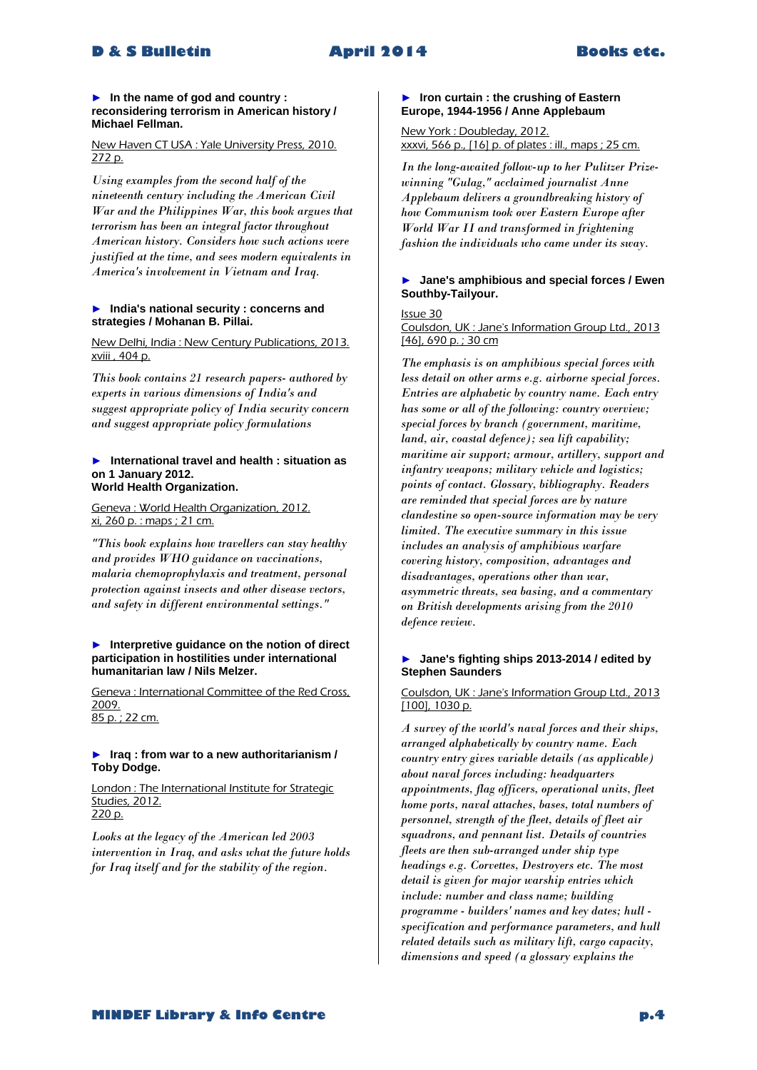► **In the name of god and country : reconsidering terrorism in American history / Michael Fellman.**

New Haven CT USA : Yale University Press, 2010.
272 p.

*Using examples from the second half of the nineteenth century including the American Civil War and the Philippines War, this book argues that terrorism has been an integral factor throughout American history. Considers how such actions were justified at the time, and sees modern equivalents in America's involvement in Vietnam and Iraq.*

► **India's national security : concerns and strategies / Mohanan B. Pillai.**

New Delhi, India : New Century Publications, 2013.
xviii , 404 p.

*This book contains 21 research papers- authored by experts in various dimensions of India's and suggest appropriate policy of India security concern and suggest appropriate policy formulations*

► **International travel and health : situation as on 1 January 2012.**
**World Health Organization.**

Geneva : World Health Organization, 2012.
xi, 260 p. : maps ; 21 cm.

*"This book explains how travellers can stay healthy and provides WHO guidance on vaccinations, malaria chemoprophylaxis and treatment, personal protection against insects and other disease vectors, and safety in different environmental settings."*

► **Interpretive guidance on the notion of direct participation in hostilities under international humanitarian law / Nils Melzer.**

Geneva : International Committee of the Red Cross, 2009.
85 p. ; 22 cm.

► **Iraq : from war to a new authoritarianism / Toby Dodge.**

London : The International Institute for Strategic Studies, 2012.
220 p.

*Looks at the legacy of the American led 2003 intervention in Iraq, and asks what the future holds for Iraq itself and for the stability of the region.*

► **Iron curtain : the crushing of Eastern Europe, 1944-1956 / Anne Applebaum**

New York : Doubleday, 2012.
xxxvi, 566 p., [16] p. of plates : ill., maps ; 25 cm.

*In the long-awaited follow-up to her Pulitzer Prize-winning "Gulag," acclaimed journalist Anne Applebaum delivers a groundbreaking history of how Communism took over Eastern Europe after World War II and transformed in frightening fashion the individuals who came under its sway.*

► **Jane's amphibious and special forces / Ewen Southby-Tailyour.**

Issue 30
Coulsdon, UK : Jane's Information Group Ltd., 2013
[46], 690 p. ; 30 cm

*The emphasis is on amphibious special forces with less detail on other arms e.g. airborne special forces. Entries are alphabetic by country name. Each entry has some or all of the following: country overview; special forces by branch (government, maritime, land, air, coastal defence); sea lift capability; maritime air support; armour, artillery, support and infantry weapons; military vehicle and logistics; points of contact. Glossary, bibliography. Readers are reminded that special forces are by nature clandestine so open-source information may be very limited. The executive summary in this issue includes an analysis of amphibious warfare covering history, composition, advantages and disadvantages, operations other than war, asymmetric threats, sea basing, and a commentary on British developments arising from the 2010 defence review.*

► **Jane's fighting ships 2013-2014 / edited by Stephen Saunders**

Coulsdon, UK : Jane's Information Group Ltd., 2013
[100], 1030 p.

*A survey of the world's naval forces and their ships, arranged alphabetically by country name. Each country entry gives variable details (as applicable) about naval forces including: headquarters appointments, flag officers, operational units, fleet home ports, naval attaches, bases, total numbers of personnel, strength of the fleet, details of fleet air squadrons, and pennant list. Details of countries fleets are then sub-arranged under ship type headings e.g. Corvettes, Destroyers etc. The most detail is given for major warship entries which include: number and class name; building programme - builders' names and key dates; hull - specification and performance parameters, and hull related details such as military lift, cargo capacity, dimensions and speed (a glossary explains the*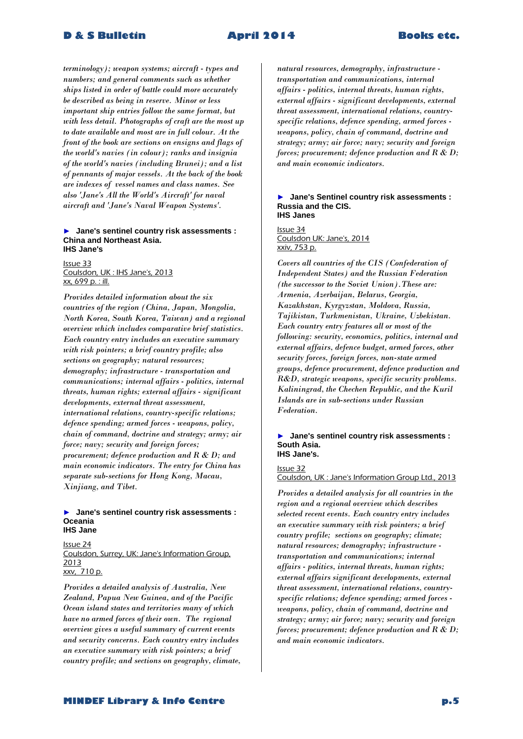*terminology); weapon systems; aircraft - types and numbers; and general comments such as whether ships listed in order of battle could more accurately be described as being in reserve. Minor or less important ship entries follow the same format, but with less detail. Photographs of craft are the most up to date available and most are in full colour. At the front of the book are sections on ensigns and flags of the world's navies (in colour); ranks and insignia of the world's navies (including Brunei); and a list of pennants of major vessels. At the back of the book are indexes of vessel names and class names. See also 'Jane's All the World's Aircraft' for naval aircraft and 'Jane's Naval Weapon Systems'.*

### ► Jane's sentinel country risk assessments : China and Northeast Asia.
**IHS Jane's**

Issue 33
Coulsdon, UK : IHS Jane's, 2013
xx, 699 p. : ill.

*Provides detailed information about the six countries of the region (China, Japan, Mongolia, North Korea, South Korea, Taiwan) and a regional overview which includes comparative brief statistics. Each country entry includes an executive summary with risk pointers; a brief country profile; also sections on geography; natural resources; demography; infrastructure - transportation and communications; internal affairs - politics, internal threats, human rights; external affairs - significant developments, external threat assessment, international relations, country-specific relations; defence spending; armed forces - weapons, policy, chain of command, doctrine and strategy; army; air force; navy; security and foreign forces; procurement; defence production and R & D; and main economic indicators. The entry for China has separate sub-sections for Hong Kong, Macau, Xinjiang, and Tibet.*

### ► Jane's sentinel country risk assessments : Oceania
**IHS Jane**

Issue 24
Coulsdon, Surrey, UK: Jane's Information Group, 2013
xxv, 710 p.

*Provides a detailed analysis of Australia, New Zealand, Papua New Guinea, and of the Pacific Ocean island states and territories many of which have no armed forces of their own. The regional overview gives a useful summary of current events and security concerns. Each country entry includes an executive summary with risk pointers; a brief country profile; and sections on geography, climate, natural resources, demography, infrastructure - transportation and communications, internal affairs - politics, internal threats, human rights, external affairs - significant developments, external threat assessment, international relations, country-specific relations, defence spending, armed forces - weapons, policy, chain of command, doctrine and strategy; army; air force; navy; security and foreign forces; procurement; defence production and R & D; and main economic indicators.*

### ► Jane's Sentinel country risk assessments : Russia and the CIS.
**IHS Janes**

Issue 34
Coulsdon UK: Jane's, 2014
xxiv, 753 p.

*Covers all countries of the CIS (Confederation of Independent States) and the Russian Federation (the successor to the Soviet Union). These are: Armenia, Azerbaijan, Belarus, Georgia, Kazakhstan, Kyrgyzstan, Moldova, Russia, Tajikistan, Turkmenistan, Ukraine, Uzbekistan. Each country entry features all or most of the following: security, economics, politics, internal and external affairs, defence budget, armed forces, other security forces, foreign forces, non-state armed groups, defence procurement, defence production and R&D, strategic weapons, specific security problems. Kaliningrad, the Chechen Republic, and the Kuril Islands are in sub-sections under Russian Federation.*

### ► Jane's sentinel country risk assessments : South Asia.
**IHS Jane's.**

Issue 32
Coulsdon, UK : Jane's Information Group Ltd., 2013

*Provides a detailed analysis for all countries in the region and a regional overview which describes selected recent events. Each country entry includes an executive summary with risk pointers; a brief country profile; sections on geography; climate; natural resources; demography; infrastructure - transportation and communications; internal affairs - politics, internal threats, human rights; external affairs significant developments, external threat assessment, international relations, country-specific relations; defence spending; armed forces - weapons, policy, chain of command, doctrine and strategy; army; air force; navy; security and foreign forces; procurement; defence production and R & D; and main economic indicators.*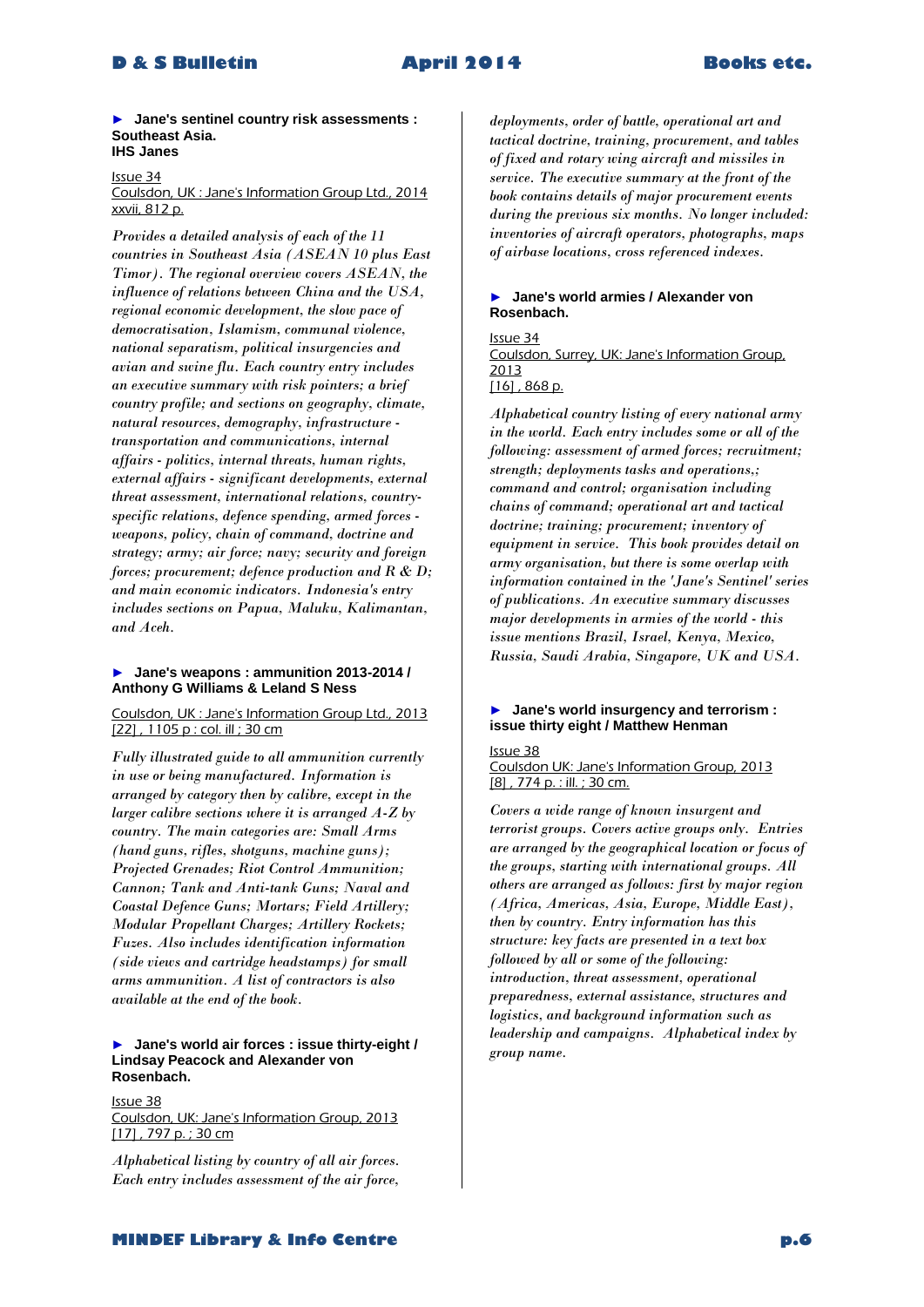► **Jane's sentinel country risk assessments : Southeast Asia.**
**IHS Janes**

Issue 34
Coulsdon, UK : Jane's Information Group Ltd., 2014
xxvii, 812 p.

*Provides a detailed analysis of each of the 11 countries in Southeast Asia (ASEAN 10 plus East Timor). The regional overview covers ASEAN, the influence of relations between China and the USA, regional economic development, the slow pace of democratisation, Islamism, communal violence, national separatism, political insurgencies and avian and swine flu. Each country entry includes an executive summary with risk pointers; a brief country profile; and sections on geography, climate, natural resources, demography, infrastructure - transportation and communications, internal affairs - politics, internal threats, human rights, external affairs - significant developments, external threat assessment, international relations, country-specific relations, defence spending, armed forces - weapons, policy, chain of command, doctrine and strategy; army; air force; navy; security and foreign forces; procurement; defence production and R & D; and main economic indicators. Indonesia's entry includes sections on Papua, Maluku, Kalimantan, and Aceh.*

► **Jane's weapons : ammunition 2013-2014 / Anthony G Williams & Leland S Ness**

Coulsdon, UK : Jane's Information Group Ltd., 2013
[22] , 1105 p : col. ill ; 30 cm

*Fully illustrated guide to all ammunition currently in use or being manufactured. Information is arranged by category then by calibre, except in the larger calibre sections where it is arranged A-Z by country. The main categories are: Small Arms (hand guns, rifles, shotguns, machine guns); Projected Grenades; Riot Control Ammunition; Cannon; Tank and Anti-tank Guns; Naval and Coastal Defence Guns; Mortars; Field Artillery; Modular Propellant Charges; Artillery Rockets; Fuzes. Also includes identification information (side views and cartridge headstamps) for small arms ammunition. A list of contractors is also available at the end of the book.*

► **Jane's world air forces : issue thirty-eight / Lindsay Peacock and Alexander von Rosenbach.**

Issue 38
Coulsdon, UK: Jane's Information Group, 2013
[17] , 797 p. ; 30 cm

*Alphabetical listing by country of all air forces. Each entry includes assessment of the air force, deployments, order of battle, operational art and tactical doctrine, training, procurement, and tables of fixed and rotary wing aircraft and missiles in service. The executive summary at the front of the book contains details of major procurement events during the previous six months. No longer included: inventories of aircraft operators, photographs, maps of airbase locations, cross referenced indexes.*

► **Jane's world armies / Alexander von Rosenbach.**

Issue 34
Coulsdon, Surrey, UK: Jane's Information Group, 2013
[16] , 868 p.

*Alphabetical country listing of every national army in the world. Each entry includes some or all of the following: assessment of armed forces; recruitment; strength; deployments tasks and operations,; command and control; organisation including chains of command; operational art and tactical doctrine; training; procurement; inventory of equipment in service. This book provides detail on army organisation, but there is some overlap with information contained in the 'Jane's Sentinel' series of publications. An executive summary discusses major developments in armies of the world - this issue mentions Brazil, Israel, Kenya, Mexico, Russia, Saudi Arabia, Singapore, UK and USA.*

► **Jane's world insurgency and terrorism : issue thirty eight / Matthew Henman**

Issue 38
Coulsdon UK: Jane's Information Group, 2013
[8] , 774 p. : ill. ; 30 cm.

*Covers a wide range of known insurgent and terrorist groups. Covers active groups only. Entries are arranged by the geographical location or focus of the groups, starting with international groups. All others are arranged as follows: first by major region (Africa, Americas, Asia, Europe, Middle East), then by country. Entry information has this structure: key facts are presented in a text box followed by all or some of the following: introduction, threat assessment, operational preparedness, external assistance, structures and logistics, and background information such as leadership and campaigns. Alphabetical index by group name.*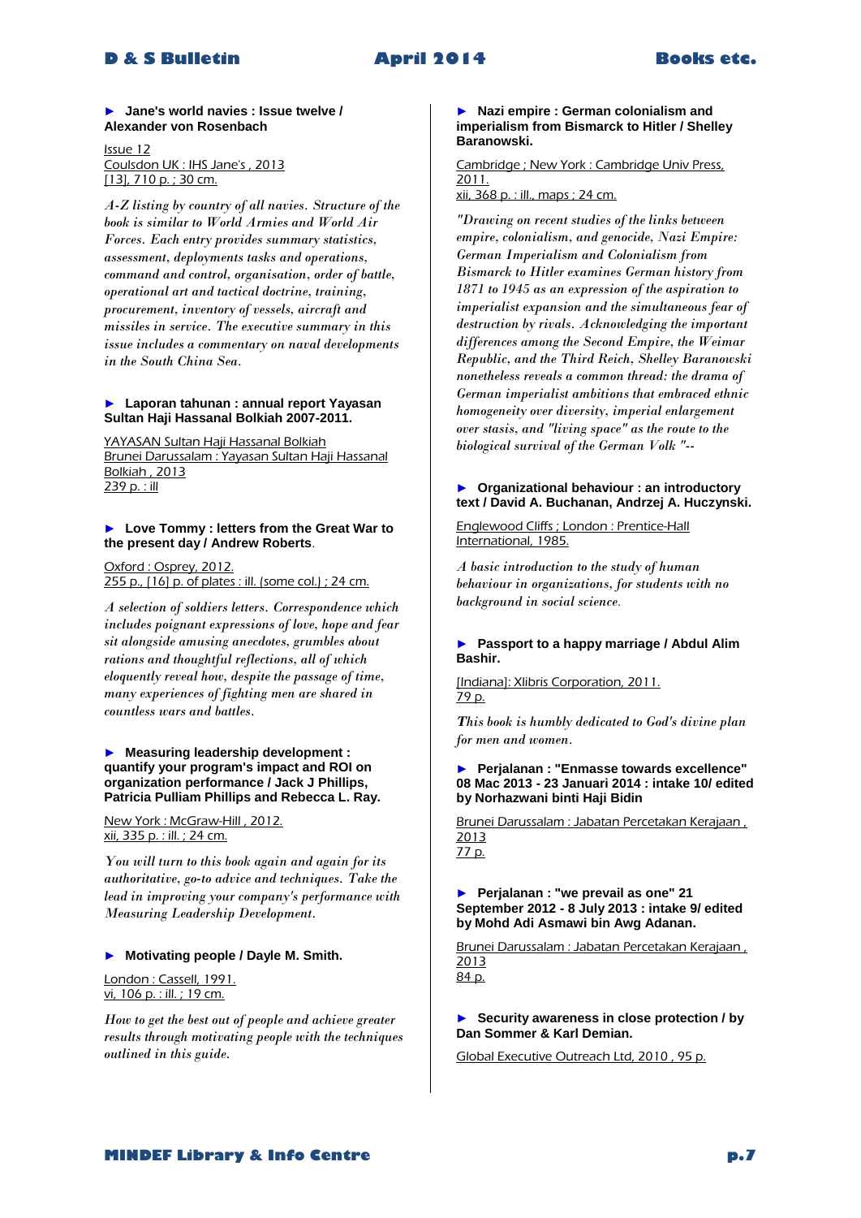### ► Jane's world navies : Issue twelve / Alexander von Rosenbach

Issue 12
Coulsdon UK : IHS Jane's , 2013
[13], 710 p. ; 30 cm.

*A-Z listing by country of all navies. Structure of the book is similar to World Armies and World Air Forces. Each entry provides summary statistics, assessment, deployments tasks and operations, command and control, organisation, order of battle, operational art and tactical doctrine, training, procurement, inventory of vessels, aircraft and missiles in service. The executive summary in this issue includes a commentary on naval developments in the South China Sea.*

### ► Laporan tahunan : annual report Yayasan Sultan Haji Hassanal Bolkiah 2007-2011.

YAYASAN Sultan Haji Hassanal Bolkiah
Brunei Darussalam : Yayasan Sultan Haji Hassanal Bolkiah , 2013
239 p. : ill

### ► Love Tommy : letters from the Great War to the present day / Andrew Roberts.

Oxford : Osprey, 2012.
255 p., [16] p. of plates : ill. (some col.) ; 24 cm.

*A selection of soldiers letters. Correspondence which includes poignant expressions of love, hope and fear sit alongside amusing anecdotes, grumbles about rations and thoughtful reflections, all of which eloquently reveal how, despite the passage of time, many experiences of fighting men are shared in countless wars and battles.*

### ► Measuring leadership development : quantify your program's impact and ROI on organization performance / Jack J Phillips, Patricia Pulliam Phillips and Rebecca L. Ray.

New York : McGraw-Hill , 2012.
xii, 335 p. : ill. ; 24 cm.

*You will turn to this book again and again for its authoritative, go-to advice and techniques. Take the lead in improving your company's performance with Measuring Leadership Development.*

### ► Motivating people / Dayle M. Smith.

London : Cassell, 1991.
vi, 106 p. : ill. ; 19 cm.

*How to get the best out of people and achieve greater results through motivating people with the techniques outlined in this guide.*

### ► Nazi empire : German colonialism and imperialism from Bismarck to Hitler / Shelley Baranowski.

Cambridge ; New York : Cambridge Univ Press, 2011.
xii, 368 p. : ill., maps ; 24 cm.

*"Drawing on recent studies of the links between empire, colonialism, and genocide, Nazi Empire: German Imperialism and Colonialism from Bismarck to Hitler examines German history from 1871 to 1945 as an expression of the aspiration to imperialist expansion and the simultaneous fear of destruction by rivals. Acknowledging the important differences among the Second Empire, the Weimar Republic, and the Third Reich, Shelley Baranowski nonetheless reveals a common thread: the drama of German imperialist ambitions that embraced ethnic homogeneity over diversity, imperial enlargement over stasis, and "living space" as the route to the biological survival of the German Volk "--*

### ► Organizational behaviour : an introductory text / David A. Buchanan, Andrzej A. Huczynski.

Englewood Cliffs ; London : Prentice-Hall International, 1985.

*A basic introduction to the study of human behaviour in organizations, for students with no background in social science.*

### ► Passport to a happy marriage / Abdul Alim Bashir.

[Indiana]: Xlibris Corporation, 2011.
79 p.

*This book is humbly dedicated to God's divine plan for men and women.*

### ► Perjalanan : "Enmasse towards excellence" 08 Mac 2013 - 23 Januari 2014 : intake 10/ edited by Norhazwani binti Haji Bidin

Brunei Darussalam : Jabatan Percetakan Kerajaan , 2013
77 p.

### ► Perjalanan : "we prevail as one" 21 September 2012 - 8 July 2013 : intake 9/ edited by Mohd Adi Asmawi bin Awg Adanan.

Brunei Darussalam : Jabatan Percetakan Kerajaan , 2013
84 p.

### ► Security awareness in close protection / by Dan Sommer & Karl Demian.

Global Executive Outreach Ltd, 2010 , 95 p.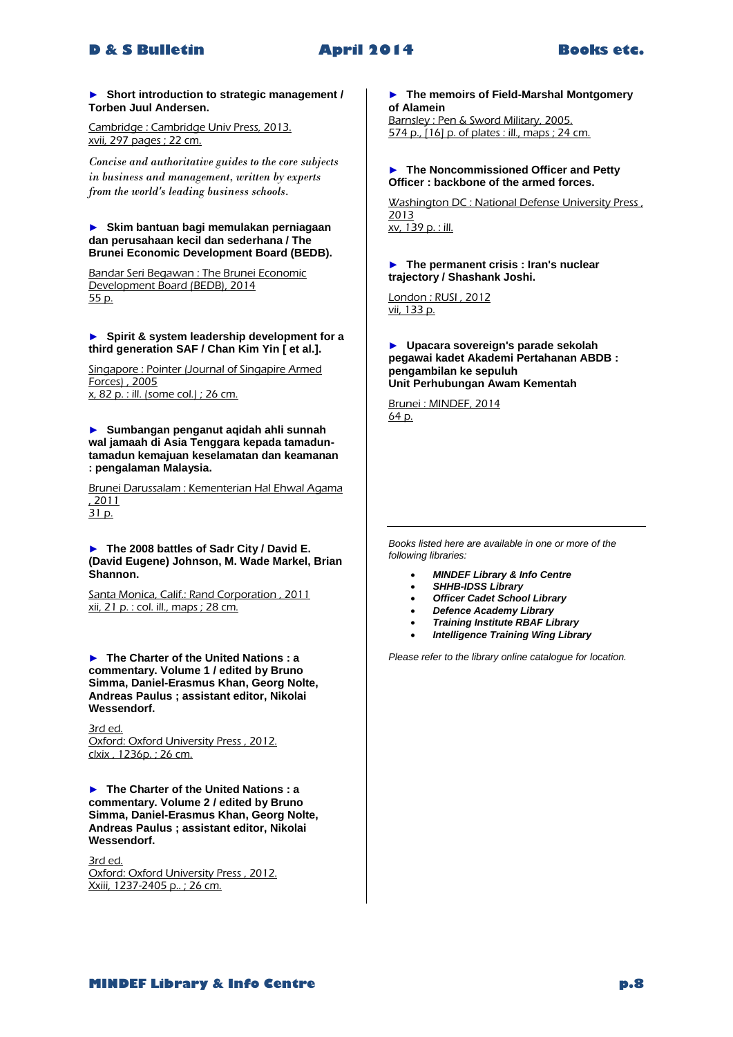► **Short introduction to strategic management / Torben Juul Andersen.**

Cambridge : Cambridge Univ Press, 2013.
xvii, 297 pages ; 22 cm.

*Concise and authoritative guides to the core subjects in business and management, written by experts from the world's leading business schools.*

► **Skim bantuan bagi memulakan perniagaan dan perusahaan kecil dan sederhana / The Brunei Economic Development Board (BEDB).**

Bandar Seri Begawan : The Brunei Economic Development Board (BEDB), 2014
55 p.

► **Spirit & system leadership development for a third generation SAF / Chan Kim Yin [ et al.].**

Singapore : Pointer (Journal of Singapire Armed Forces) , 2005
x, 82 p. : ill. (some col.) ; 26 cm.

► **Sumbangan penganut aqidah ahli sunnah wal jamaah di Asia Tenggara kepada tamadun-tamadun kemajuan keselamatan dan keamanan : pengalaman Malaysia.**

Brunei Darussalam : Kementerian Hal Ehwal Agama , 2011
31 p.

► **The 2008 battles of Sadr City / David E. (David Eugene) Johnson, M. Wade Markel, Brian Shannon.**

Santa Monica, Calif.: Rand Corporation , 2011
xii, 21 p. : col. ill., maps ; 28 cm.

► **The Charter of the United Nations : a commentary. Volume 1 / edited by Bruno Simma, Daniel-Erasmus Khan, Georg Nolte, Andreas Paulus ; assistant editor, Nikolai Wessendorf.**

3rd ed.
Oxford: Oxford University Press , 2012.
clxix , 1236p. ; 26 cm.

► **The Charter of the United Nations : a commentary. Volume 2 / edited by Bruno Simma, Daniel-Erasmus Khan, Georg Nolte, Andreas Paulus ; assistant editor, Nikolai Wessendorf.**

3rd ed.
Oxford: Oxford University Press , 2012.
Xxiii, 1237-2405 p.. ; 26 cm.

► **The memoirs of Field-Marshal Montgomery of Alamein**

Barnsley : Pen & Sword Military, 2005.
574 p., [16] p. of plates : ill., maps ; 24 cm.

► **The Noncommissioned Officer and Petty Officer : backbone of the armed forces.**

Washington DC : National Defense University Press , 2013
xv, 139 p. : ill.

► **The permanent crisis : Iran's nuclear trajectory / Shashank Joshi.**

London : RUSI , 2012
vii, 133 p.

► **Upacara sovereign's parade sekolah pegawai kadet Akademi Pertahanan ABDB : pengambilan ke sepuluh Unit Perhubungan Awam Kementah**

Brunei : MINDEF, 2014
64 p.

---

*Books listed here are available in one or more of the following libraries:*

- ***MINDEF Library & Info Centre***
- ***SHHB-IDSS Library***
- ***Officer Cadet School Library***
- ***Defence Academy Library***
- ***Training Institute RBAF Library***
- ***Intelligence Training Wing Library***

*Please refer to the library online catalogue for location.*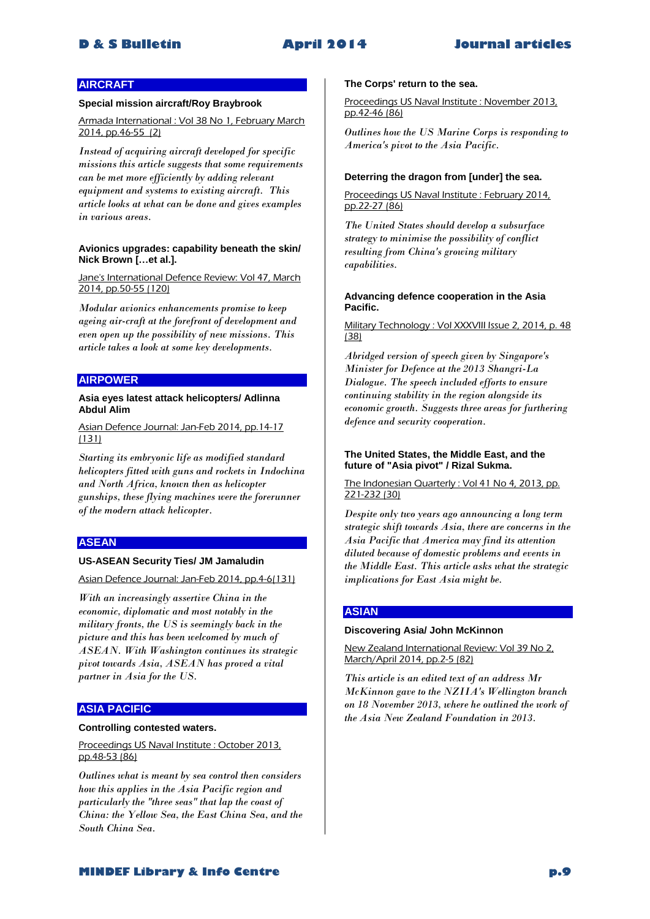## AIRCRAFT

**Special mission aircraft/Roy Braybrook**

Armada International : Vol 38 No 1, February March 2014, pp.46-55 (2)

*Instead of acquiring aircraft developed for specific missions this article suggests that some requirements can be met more efficiently by adding relevant equipment and systems to existing aircraft. This article looks at what can be done and gives examples in various areas.*

**Avionics upgrades: capability beneath the skin/ Nick Brown […et al.].**

Jane's International Defence Review: Vol 47, March 2014, pp.50-55 (120)

*Modular avionics enhancements promise to keep ageing air-craft at the forefront of development and even open up the possibility of new missions. This article takes a look at some key developments.*

## AIRPOWER

**Asia eyes latest attack helicopters/ Adlinna Abdul Alim**

Asian Defence Journal: Jan-Feb 2014, pp.14-17 (131)

*Starting its embryonic life as modified standard helicopters fitted with guns and rockets in Indochina and North Africa, known then as helicopter gunships, these flying machines were the forerunner of the modern attack helicopter.*

## ASEAN

**US-ASEAN Security Ties/ JM Jamaludin**

Asian Defence Journal: Jan-Feb 2014, pp.4-6(131)

*With an increasingly assertive China in the economic, diplomatic and most notably in the military fronts, the US is seemingly back in the picture and this has been welcomed by much of ASEAN. With Washington continues its strategic pivot towards Asia, ASEAN has proved a vital partner in Asia for the US.*

## ASIA PACIFIC

**Controlling contested waters.**

Proceedings US Naval Institute : October 2013, pp.48-53 (86)

*Outlines what is meant by sea control then considers how this applies in the Asia Pacific region and particularly the "three seas" that lap the coast of China: the Yellow Sea, the East China Sea, and the South China Sea.*

**The Corps' return to the sea.**

Proceedings US Naval Institute : November 2013, pp.42-46 (86)

*Outlines how the US Marine Corps is responding to America's pivot to the Asia Pacific.*

**Deterring the dragon from [under] the sea.**

Proceedings US Naval Institute : February 2014, pp.22-27 (86)

*The United States should develop a subsurface strategy to minimise the possibility of conflict resulting from China's growing military capabilities.*

**Advancing defence cooperation in the Asia Pacific.**

Military Technology : Vol XXXVIII Issue 2, 2014, p. 48 (38)

*Abridged version of speech given by Singapore's Minister for Defence at the 2013 Shangri-La Dialogue. The speech included efforts to ensure continuing stability in the region alongside its economic growth. Suggests three areas for furthering defence and security cooperation.*

**The United States, the Middle East, and the future of "Asia pivot" / Rizal Sukma.**

The Indonesian Quarterly : Vol 41 No 4, 2013, pp. 221-232 (30)

*Despite only two years ago announcing a long term strategic shift towards Asia, there are concerns in the Asia Pacific that America may find its attention diluted because of domestic problems and events in the Middle East. This article asks what the strategic implications for East Asia might be.*

## ASIAN

**Discovering Asia/ John McKinnon**

New Zealand International Review: Vol 39 No 2, March/April 2014, pp.2-5 (82)

*This article is an edited text of an address Mr McKinnon gave to the NZIIA's Wellington branch on 18 November 2013, where he outlined the work of the Asia New Zealand Foundation in 2013.*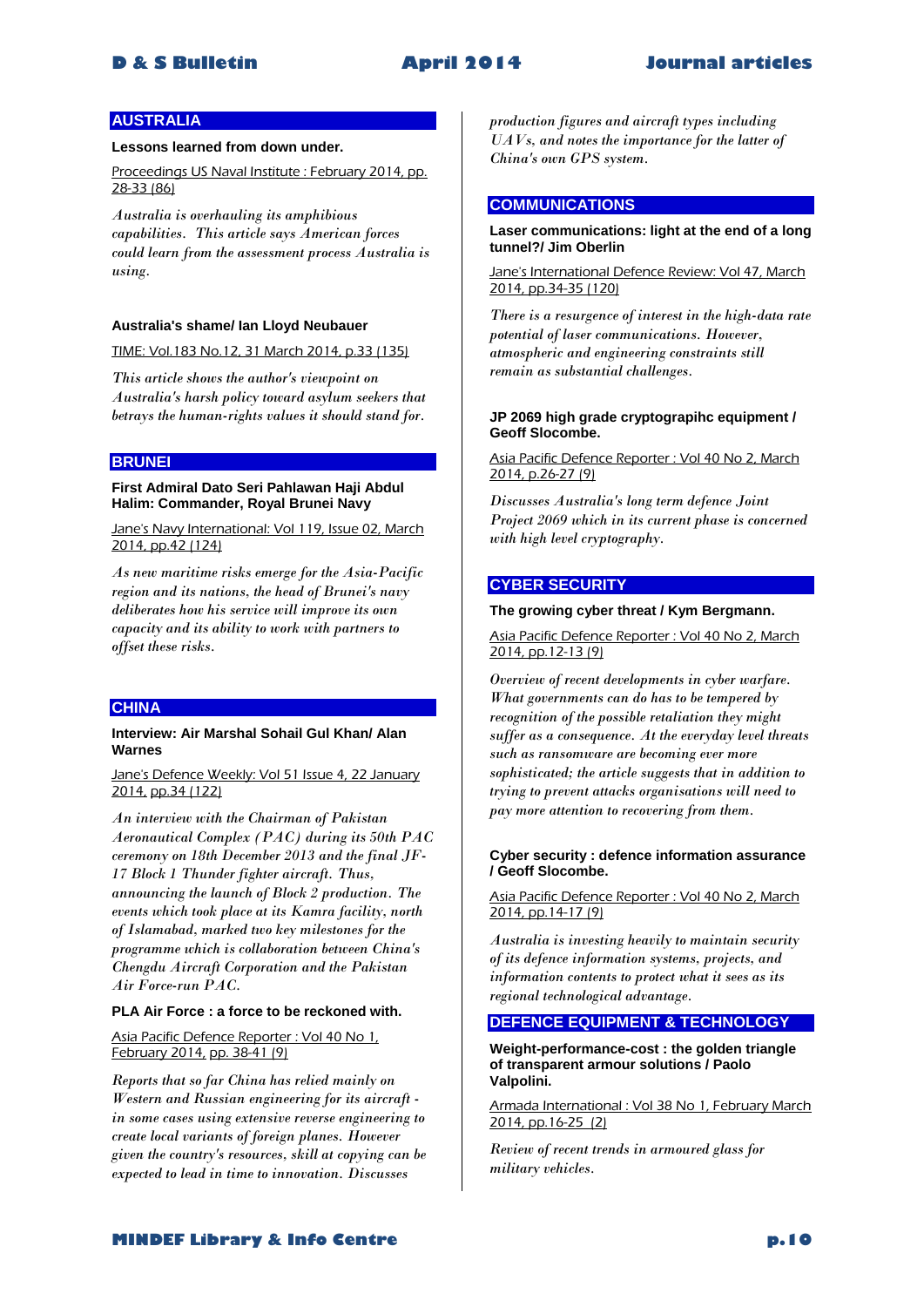## AUSTRALIA

**Lessons learned from down under.**

Proceedings US Naval Institute : February 2014, pp. 28-33 (86)

*Australia is overhauling its amphibious capabilities. This article says American forces could learn from the assessment process Australia is using.*

**Australia's shame/ Ian Lloyd Neubauer**

TIME: Vol.183 No.12, 31 March 2014, p.33 (135)

*This article shows the author's viewpoint on Australia's harsh policy toward asylum seekers that betrays the human-rights values it should stand for.*

## BRUNEI

**First Admiral Dato Seri Pahlawan Haji Abdul Halim: Commander, Royal Brunei Navy**

Jane's Navy International: Vol 119, Issue 02, March 2014, pp.42 (124)

*As new maritime risks emerge for the Asia-Pacific region and its nations, the head of Brunei's navy deliberates how his service will improve its own capacity and its ability to work with partners to offset these risks.*

## CHINA

**Interview: Air Marshal Sohail Gul Khan/ Alan Warnes**

Jane's Defence Weekly: Vol 51 Issue 4, 22 January 2014, pp.34 (122)

*An interview with the Chairman of Pakistan Aeronautical Complex (PAC) during its 50th PAC ceremony on 18th December 2013 and the final JF-17 Block 1 Thunder fighter aircraft. Thus, announcing the launch of Block 2 production. The events which took place at its Kamra facility, north of Islamabad, marked two key milestones for the programme which is collaboration between China's Chengdu Aircraft Corporation and the Pakistan Air Force-run PAC.*

**PLA Air Force : a force to be reckoned with.**

Asia Pacific Defence Reporter : Vol 40 No 1, February 2014, pp. 38-41 (9)

*Reports that so far China has relied mainly on Western and Russian engineering for its aircraft - in some cases using extensive reverse engineering to create local variants of foreign planes. However given the country's resources, skill at copying can be expected to lead in time to innovation. Discusses production figures and aircraft types including UAVs, and notes the importance for the latter of China's own GPS system.*

## COMMUNICATIONS

**Laser communications: light at the end of a long tunnel?/ Jim Oberlin**

Jane's International Defence Review: Vol 47, March 2014, pp.34-35 (120)

*There is a resurgence of interest in the high-data rate potential of laser communications. However, atmospheric and engineering constraints still remain as substantial challenges.*

**JP 2069 high grade cryptograpihc equipment / Geoff Slocombe.**

Asia Pacific Defence Reporter : Vol 40 No 2, March 2014, p.26-27 (9)

*Discusses Australia's long term defence Joint Project 2069 which in its current phase is concerned with high level cryptography.*

## CYBER SECURITY

**The growing cyber threat / Kym Bergmann.**

Asia Pacific Defence Reporter : Vol 40 No 2, March 2014, pp.12-13 (9)

*Overview of recent developments in cyber warfare. What governments can do has to be tempered by recognition of the possible retaliation they might suffer as a consequence. At the everyday level threats such as ransomware are becoming ever more sophisticated; the article suggests that in addition to trying to prevent attacks organisations will need to pay more attention to recovering from them.*

**Cyber security : defence information assurance / Geoff Slocombe.**

Asia Pacific Defence Reporter : Vol 40 No 2, March 2014, pp.14-17 (9)

*Australia is investing heavily to maintain security of its defence information systems, projects, and information contents to protect what it sees as its regional technological advantage.*

## DEFENCE EQUIPMENT & TECHNOLOGY

**Weight-performance-cost : the golden triangle of transparent armour solutions / Paolo Valpolini.**

Armada International : Vol 38 No 1, February March 2014, pp.16-25 (2)

*Review of recent trends in armoured glass for military vehicles.*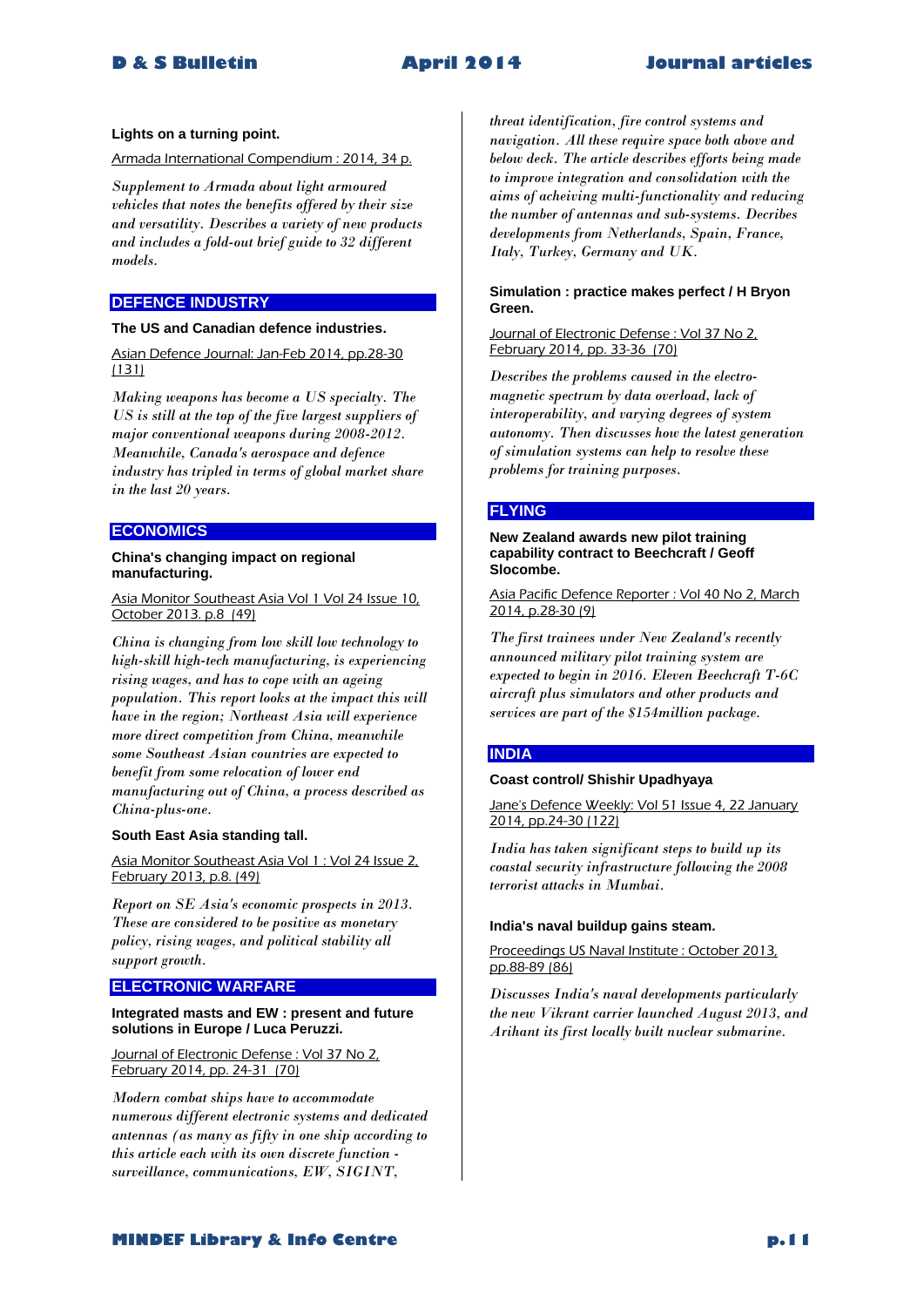**Lights on a turning point.**

Armada International Compendium : 2014, 34 p.

*Supplement to Armada about light armoured vehicles that notes the benefits offered by their size and versatility. Describes a variety of new products and includes a fold-out brief guide to 32 different models.*

## DEFENCE INDUSTRY

**The US and Canadian defence industries.**

Asian Defence Journal: Jan-Feb 2014, pp.28-30 (131)

*Making weapons has become a US specialty. The US is still at the top of the five largest suppliers of major conventional weapons during 2008-2012. Meanwhile, Canada's aerospace and defence industry has tripled in terms of global market share in the last 20 years.*

## ECONOMICS

**China's changing impact on regional manufacturing.**

Asia Monitor Southeast Asia Vol 1 Vol 24 Issue 10, October 2013. p.8 (49)

*China is changing from low skill low technology to high-skill high-tech manufacturing, is experiencing rising wages, and has to cope with an ageing population. This report looks at the impact this will have in the region; Northeast Asia will experience more direct competition from China, meanwhile some Southeast Asian countries are expected to benefit from some relocation of lower end manufacturing out of China, a process described as China-plus-one.*

**South East Asia standing tall.**

Asia Monitor Southeast Asia Vol 1 : Vol 24 Issue 2, February 2013, p.8. (49)

*Report on SE Asia's economic prospects in 2013. These are considered to be positive as monetary policy, rising wages, and political stability all support growth.*

## ELECTRONIC WARFARE

**Integrated masts and EW : present and future solutions in Europe / Luca Peruzzi.**

Journal of Electronic Defense : Vol 37 No 2, February 2014, pp. 24-31 (70)

*Modern combat ships have to accommodate numerous different electronic systems and dedicated antennas (as many as fifty in one ship according to this article each with its own discrete function - surveillance, communications, EW, SIGINT, threat identification, fire control systems and navigation. All these require space both above and below deck. The article describes efforts being made to improve integration and consolidation with the aims of acheiving multi-functionality and reducing the number of antennas and sub-systems. Decribes developments from Netherlands, Spain, France, Italy, Turkey, Germany and UK.*

**Simulation : practice makes perfect / H Bryon Green.**

Journal of Electronic Defense : Vol 37 No 2, February 2014, pp. 33-36 (70)

*Describes the problems caused in the electro-magnetic spectrum by data overload, lack of interoperability, and varying degrees of system autonomy. Then discusses how the latest generation of simulation systems can help to resolve these problems for training purposes.*

## FLYING

**New Zealand awards new pilot training capability contract to Beechcraft / Geoff Slocombe.**

Asia Pacific Defence Reporter : Vol 40 No 2, March 2014, p.28-30 (9)

*The first trainees under New Zealand's recently announced military pilot training system are expected to begin in 2016. Eleven Beechcraft T-6C aircraft plus simulators and other products and services are part of the $154million package.*

## INDIA

**Coast control/ Shishir Upadhyaya**

Jane's Defence Weekly: Vol 51 Issue 4, 22 January 2014, pp.24-30 (122)

*India has taken significant steps to build up its coastal security infrastructure following the 2008 terrorist attacks in Mumbai.*

**India's naval buildup gains steam.**

Proceedings US Naval Institute : October 2013, pp.88-89 (86)

*Discusses India's naval developments particularly the new Vikrant carrier launched August 2013, and Arihant its first locally built nuclear submarine.*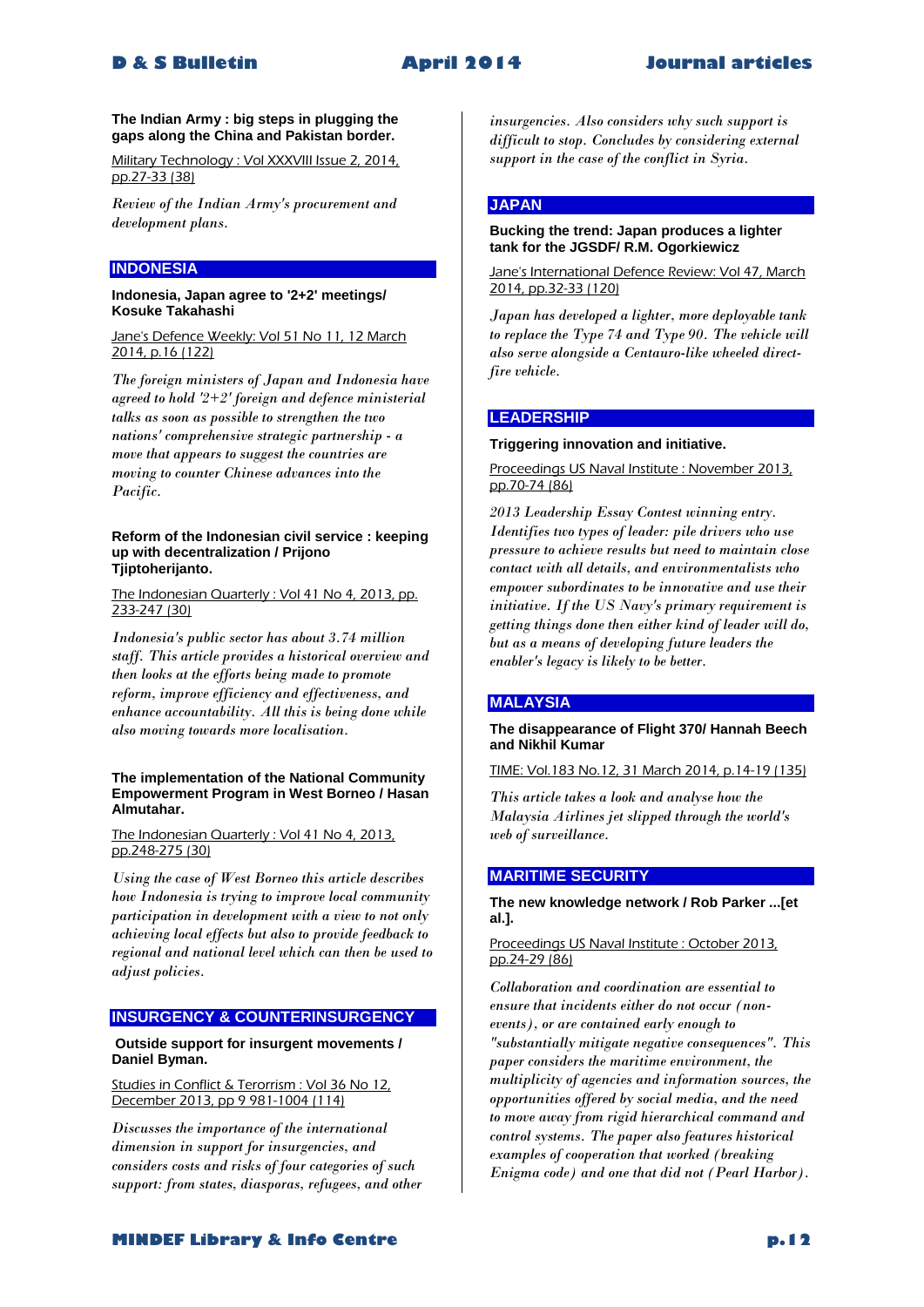**The Indian Army : big steps in plugging the gaps along the China and Pakistan border.**

Military Technology : Vol XXXVIII Issue 2, 2014, pp.27-33 (38)

*Review of the Indian Army's procurement and development plans.*

## INDONESIA

**Indonesia, Japan agree to '2+2' meetings/ Kosuke Takahashi**

Jane's Defence Weekly: Vol 51 No 11, 12 March 2014, p.16 (122)

*The foreign ministers of Japan and Indonesia have agreed to hold '2+2' foreign and defence ministerial talks as soon as possible to strengthen the two nations' comprehensive strategic partnership - a move that appears to suggest the countries are moving to counter Chinese advances into the Pacific.*

**Reform of the Indonesian civil service : keeping up with decentralization / Prijono Tjiptoherijanto.**

The Indonesian Quarterly : Vol 41 No 4, 2013, pp. 233-247 (30)

*Indonesia's public sector has about 3.74 million staff. This article provides a historical overview and then looks at the efforts being made to promote reform, improve efficiency and effectiveness, and enhance accountability. All this is being done while also moving towards more localisation.*

**The implementation of the National Community Empowerment Program in West Borneo / Hasan Almutahar.**

The Indonesian Quarterly : Vol 41 No 4, 2013, pp.248-275 (30)

*Using the case of West Borneo this article describes how Indonesia is trying to improve local community participation in development with a view to not only achieving local effects but also to provide feedback to regional and national level which can then be used to adjust policies.*

## INSURGENCY & COUNTERINSURGENCY

**Outside support for insurgent movements / Daniel Byman.**

Studies in Conflict & Terorrism : Vol 36 No 12, December 2013, pp 9 981-1004 (114)

*Discusses the importance of the international dimension in support for insurgencies, and considers costs and risks of four categories of such support: from states, diasporas, refugees, and other insurgencies. Also considers why such support is difficult to stop. Concludes by considering external support in the case of the conflict in Syria.*

## JAPAN

**Bucking the trend: Japan produces a lighter tank for the JGSDF/ R.M. Ogorkiewicz**

Jane's International Defence Review: Vol 47, March 2014, pp.32-33 (120)

*Japan has developed a lighter, more deployable tank to replace the Type 74 and Type 90. The vehicle will also serve alongside a Centauro-like wheeled direct-fire vehicle.*

## LEADERSHIP

**Triggering innovation and initiative.**

Proceedings US Naval Institute : November 2013, pp.70-74 (86)

*2013 Leadership Essay Contest winning entry. Identifies two types of leader: pile drivers who use pressure to achieve results but need to maintain close contact with all details, and environmentalists who empower subordinates to be innovative and use their initiative. If the US Navy's primary requirement is getting things done then either kind of leader will do, but as a means of developing future leaders the enabler's legacy is likely to be better.*

## MALAYSIA

**The disappearance of Flight 370/ Hannah Beech and Nikhil Kumar**

TIME: Vol.183 No.12, 31 March 2014, p.14-19 (135)

*This article takes a look and analyse how the Malaysia Airlines jet slipped through the world's web of surveillance.*

## MARITIME SECURITY

**The new knowledge network / Rob Parker ...[et al.].**

Proceedings US Naval Institute : October 2013, pp.24-29 (86)

*Collaboration and coordination are essential to ensure that incidents either do not occur (non-events), or are contained early enough to "substantially mitigate negative consequences". This paper considers the maritime environment, the multiplicity of agencies and information sources, the opportunities offered by social media, and the need to move away from rigid hierarchical command and control systems. The paper also features historical examples of cooperation that worked (breaking Enigma code) and one that did not (Pearl Harbor).*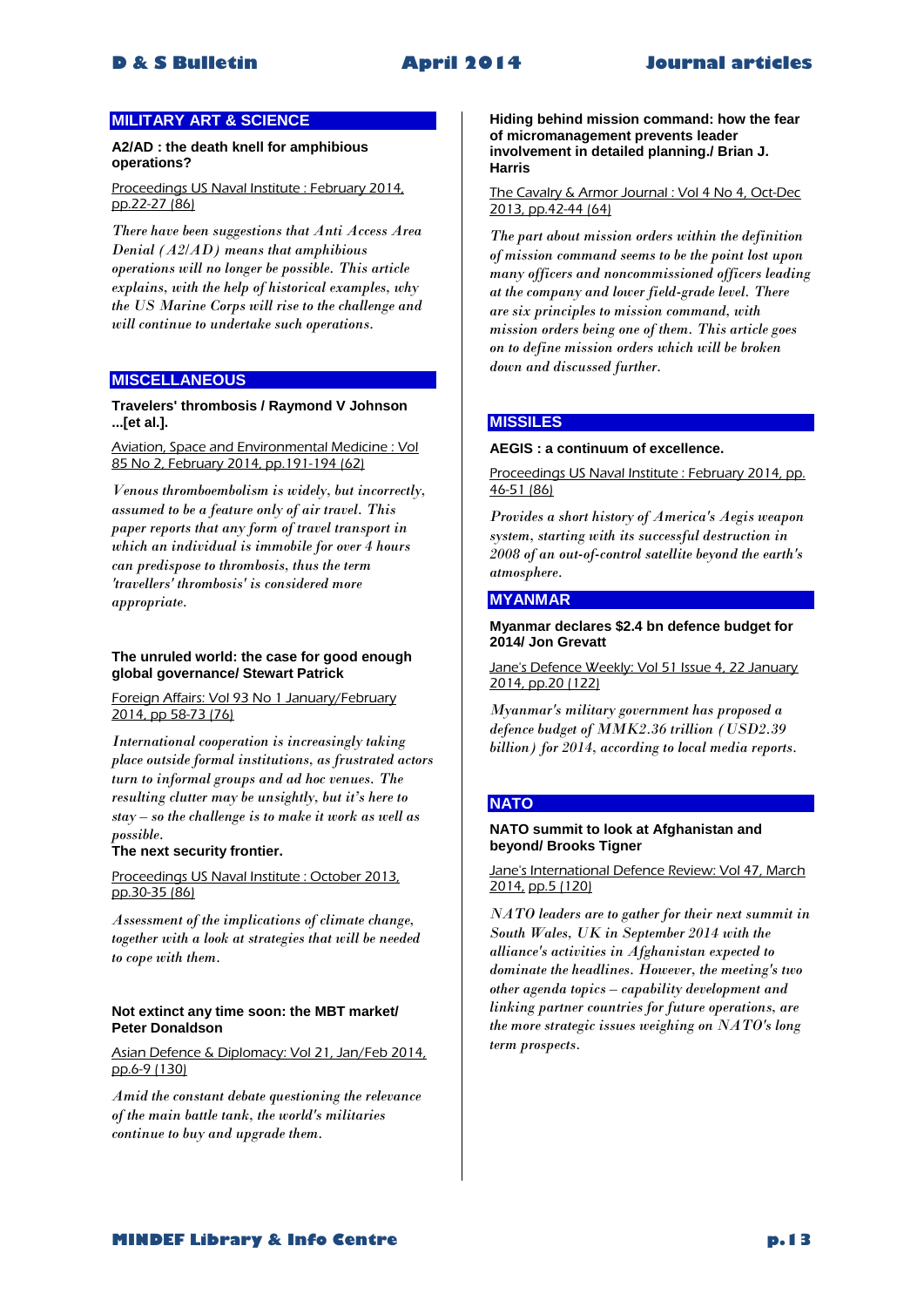## MILITARY ART & SCIENCE

**A2/AD : the death knell for amphibious operations?**

Proceedings US Naval Institute : February 2014, pp.22-27 (86)

*There have been suggestions that Anti Access Area Denial (A2/AD) means that amphibious operations will no longer be possible. This article explains, with the help of historical examples, why the US Marine Corps will rise to the challenge and will continue to undertake such operations.*

**Hiding behind mission command: how the fear of micromanagement prevents leader involvement in detailed planning./ Brian J. Harris**

The Cavalry & Armor Journal : Vol 4 No 4, Oct-Dec 2013, pp.42-44 (64)

*The part about mission orders within the definition of mission command seems to be the point lost upon many officers and noncommissioned officers leading at the company and lower field-grade level. There are six principles to mission command, with mission orders being one of them. This article goes on to define mission orders which will be broken down and discussed further.*

## MISCELLANEOUS

**Travelers' thrombosis / Raymond V Johnson ...[et al.].**

Aviation, Space and Environmental Medicine : Vol 85 No 2, February 2014, pp.191-194 (62)

*Venous thromboembolism is widely, but incorrectly, assumed to be a feature only of air travel. This paper reports that any form of travel transport in which an individual is immobile for over 4 hours can predispose to thrombosis, thus the term 'travellers' thrombosis' is considered more appropriate.*

**The unruled world: the case for good enough global governance/ Stewart Patrick**

Foreign Affairs: Vol 93 No 1 January/February 2014, pp 58-73 (76)

*International cooperation is increasingly taking place outside formal institutions, as frustrated actors turn to informal groups and ad hoc venues. The resulting clutter may be unsightly, but it's here to stay – so the challenge is to make it work as well as possible.*

**The next security frontier.**

Proceedings US Naval Institute : October 2013, pp.30-35 (86)

*Assessment of the implications of climate change, together with a look at strategies that will be needed to cope with them.*

**Not extinct any time soon: the MBT market/ Peter Donaldson**

Asian Defence & Diplomacy: Vol 21, Jan/Feb 2014, pp.6-9 (130)

*Amid the constant debate questioning the relevance of the main battle tank, the world's militaries continue to buy and upgrade them.*

## MISSILES

**AEGIS : a continuum of excellence.**

Proceedings US Naval Institute : February 2014, pp. 46-51 (86)

*Provides a short history of America's Aegis weapon system, starting with its successful destruction in 2008 of an out-of-control satellite beyond the earth's atmosphere.*

## MYANMAR

**Myanmar declares $2.4 bn defence budget for 2014/ Jon Grevatt**

Jane's Defence Weekly: Vol 51 Issue 4, 22 January 2014, pp.20 (122)

*Myanmar's military government has proposed a defence budget of MMK2.36 trillion (USD2.39 billion) for 2014, according to local media reports.*

## NATO

**NATO summit to look at Afghanistan and beyond/ Brooks Tigner**

Jane's International Defence Review: Vol 47, March 2014, pp.5 (120)

*NATO leaders are to gather for their next summit in South Wales, UK in September 2014 with the alliance's activities in Afghanistan expected to dominate the headlines. However, the meeting's two other agenda topics – capability development and linking partner countries for future operations, are the more strategic issues weighing on NATO's long term prospects.*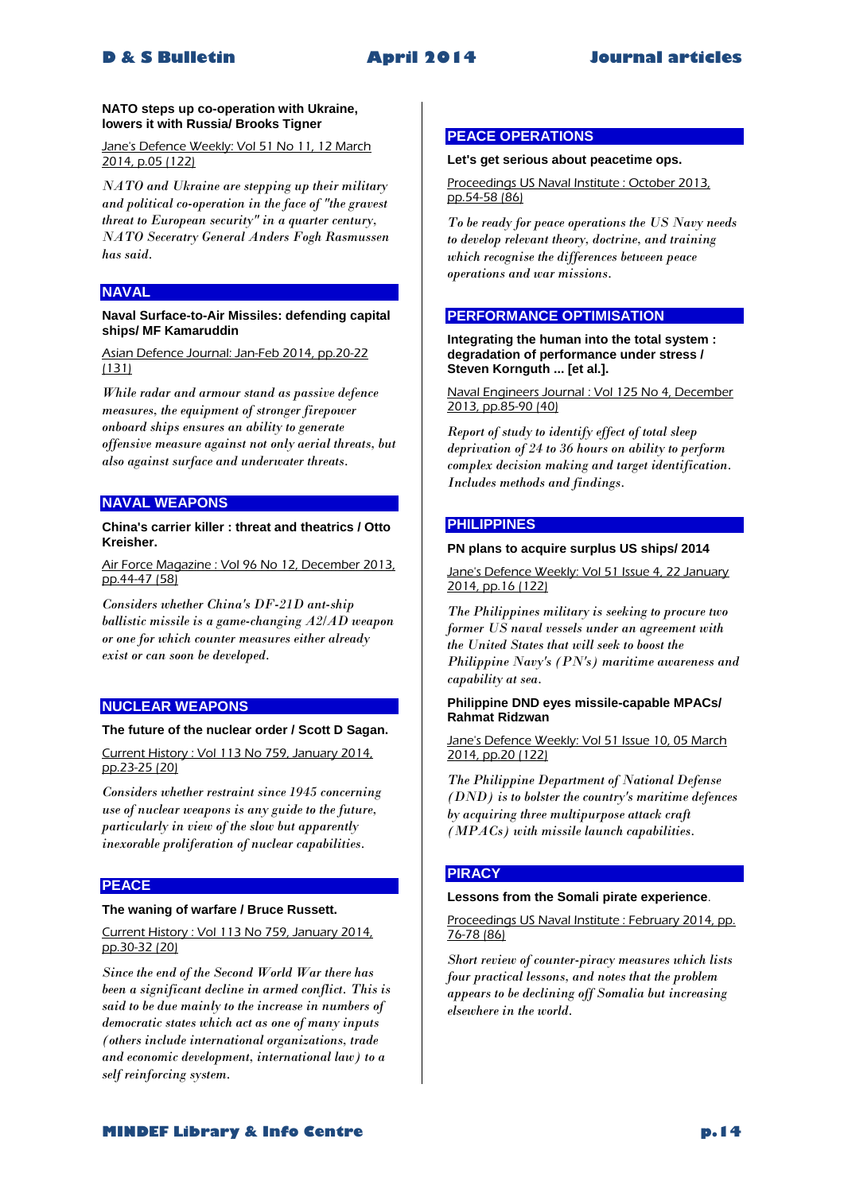**NATO steps up co-operation with Ukraine, lowers it with Russia/ Brooks Tigner**

Jane's Defence Weekly: Vol 51 No 11, 12 March 2014, p.05 (122)

*NATO and Ukraine are stepping up their military and political co-operation in the face of "the gravest threat to European security" in a quarter century, NATO Seceratry General Anders Fogh Rasmussen has said.*

## NAVAL

**Naval Surface-to-Air Missiles: defending capital ships/ MF Kamaruddin**

Asian Defence Journal: Jan-Feb 2014, pp.20-22 (131)

*While radar and armour stand as passive defence measures, the equipment of stronger firepower onboard ships ensures an ability to generate offensive measure against not only aerial threats, but also against surface and underwater threats.*

## NAVAL WEAPONS

**China's carrier killer : threat and theatrics / Otto Kreisher.**

Air Force Magazine : Vol 96 No 12, December 2013, pp.44-47 (58)

*Considers whether China's DF-21D ant-ship ballistic missile is a game-changing A2/AD weapon or one for which counter measures either already exist or can soon be developed.*

## NUCLEAR WEAPONS

**The future of the nuclear order / Scott D Sagan.**

Current History : Vol 113 No 759, January 2014, pp.23-25 (20)

*Considers whether restraint since 1945 concerning use of nuclear weapons is any guide to the future, particularly in view of the slow but apparently inexorable proliferation of nuclear capabilities.*

## PEACE

**The waning of warfare / Bruce Russett.**

Current History : Vol 113 No 759, January 2014, pp.30-32 (20)

*Since the end of the Second World War there has been a significant decline in armed conflict. This is said to be due mainly to the increase in numbers of democratic states which act as one of many inputs (others include international organizations, trade and economic development, international law) to a self reinforcing system.*

## PEACE OPERATIONS

**Let's get serious about peacetime ops.**

Proceedings US Naval Institute : October 2013, pp.54-58 (86)

*To be ready for peace operations the US Navy needs to develop relevant theory, doctrine, and training which recognise the differences between peace operations and war missions.*

## PERFORMANCE OPTIMISATION

**Integrating the human into the total system : degradation of performance under stress / Steven Kornguth ... [et al.].**

Naval Engineers Journal : Vol 125 No 4, December 2013, pp.85-90 (40)

*Report of study to identify effect of total sleep deprivation of 24 to 36 hours on ability to perform complex decision making and target identification. Includes methods and findings.*

## PHILIPPINES

**PN plans to acquire surplus US ships/ 2014**

Jane's Defence Weekly: Vol 51 Issue 4, 22 January 2014, pp.16 (122)

*The Philippines military is seeking to procure two former US naval vessels under an agreement with the United States that will seek to boost the Philippine Navy's (PN's) maritime awareness and capability at sea.*

**Philippine DND eyes missile-capable MPACs/ Rahmat Ridzwan**

Jane's Defence Weekly: Vol 51 Issue 10, 05 March 2014, pp.20 (122)

*The Philippine Department of National Defense (DND) is to bolster the country's maritime defences by acquiring three multipurpose attack craft (MPACs) with missile launch capabilities.*

## PIRACY

**Lessons from the Somali pirate experience**.

Proceedings US Naval Institute : February 2014, pp. 76-78 (86)

*Short review of counter-piracy measures which lists four practical lessons, and notes that the problem appears to be declining off Somalia but increasing elsewhere in the world.*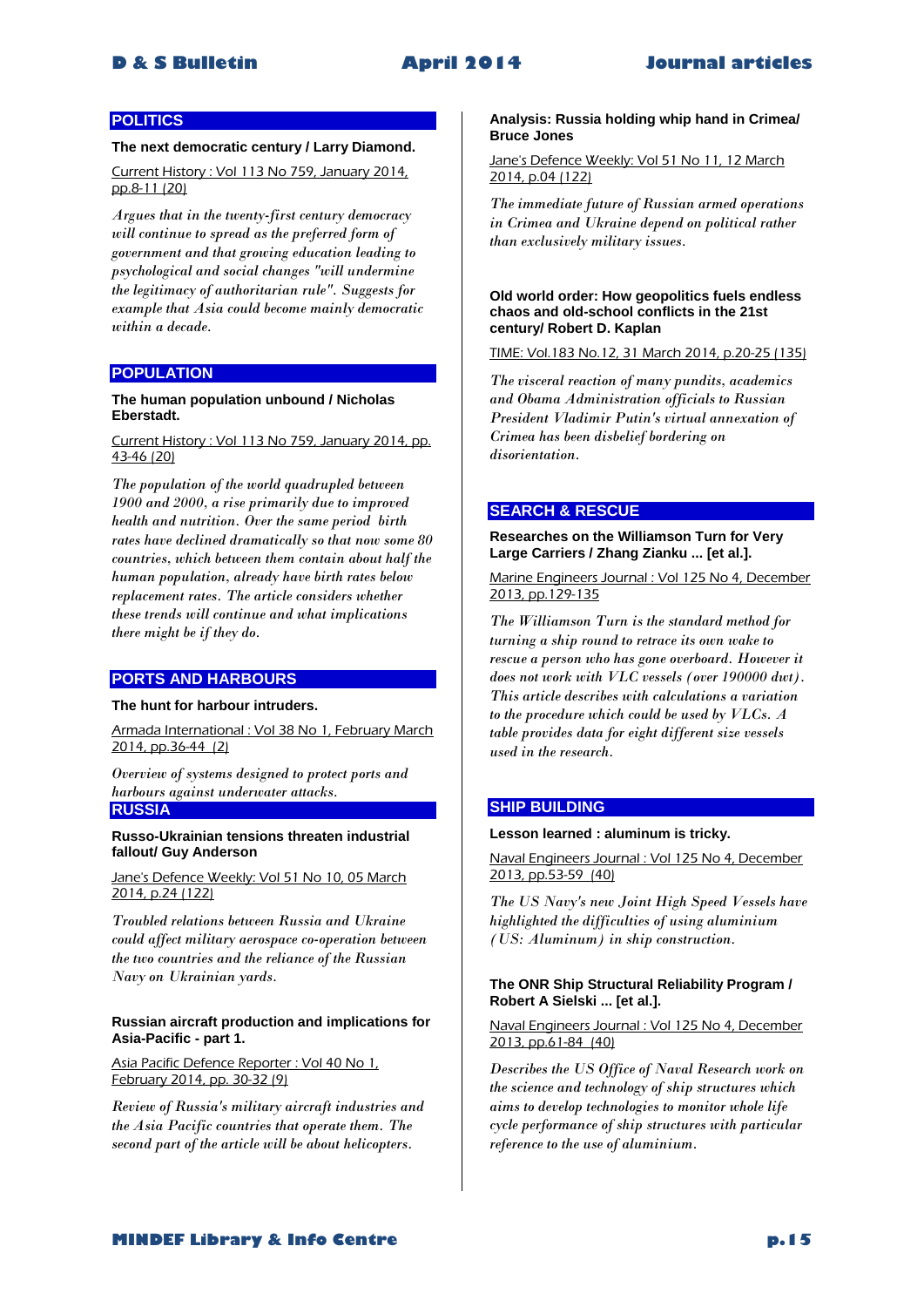## POLITICS

**The next democratic century / Larry Diamond.**

Current History : Vol 113 No 759, January 2014, pp.8-11 (20)

*Argues that in the twenty-first century democracy will continue to spread as the preferred form of government and that growing education leading to psychological and social changes "will undermine the legitimacy of authoritarian rule". Suggests for example that Asia could become mainly democratic within a decade.*

## POPULATION

**The human population unbound / Nicholas Eberstadt.**

Current History : Vol 113 No 759, January 2014, pp. 43-46 (20)

*The population of the world quadrupled between 1900 and 2000, a rise primarily due to improved health and nutrition. Over the same period birth rates have declined dramatically so that now some 80 countries, which between them contain about half the human population, already have birth rates below replacement rates. The article considers whether these trends will continue and what implications there might be if they do.*

## PORTS AND HARBOURS

**The hunt for harbour intruders.**

Armada International : Vol 38 No 1, February March 2014, pp.36-44 (2)

*Overview of systems designed to protect ports and harbours against underwater attacks.*

## RUSSIA

**Russo-Ukrainian tensions threaten industrial fallout/ Guy Anderson**

Jane's Defence Weekly: Vol 51 No 10, 05 March 2014, p.24 (122)

*Troubled relations between Russia and Ukraine could affect military aerospace co-operation between the two countries and the reliance of the Russian Navy on Ukrainian yards.*

**Russian aircraft production and implications for Asia-Pacific - part 1.**

Asia Pacific Defence Reporter : Vol 40 No 1, February 2014, pp. 30-32 (9)

*Review of Russia's military aircraft industries and the Asia Pacific countries that operate them. The second part of the article will be about helicopters.*

**Analysis: Russia holding whip hand in Crimea/ Bruce Jones**

Jane's Defence Weekly: Vol 51 No 11, 12 March 2014, p.04 (122)

*The immediate future of Russian armed operations in Crimea and Ukraine depend on political rather than exclusively military issues.*

**Old world order: How geopolitics fuels endless chaos and old-school conflicts in the 21st century/ Robert D. Kaplan**

TIME: Vol.183 No.12, 31 March 2014, p.20-25 (135)

*The visceral reaction of many pundits, academics and Obama Administration officials to Russian President Vladimir Putin's virtual annexation of Crimea has been disbelief bordering on disorientation.*

## SEARCH & RESCUE

**Researches on the Williamson Turn for Very Large Carriers / Zhang Zianku ... [et al.].**

Marine Engineers Journal : Vol 125 No 4, December 2013, pp.129-135

*The Williamson Turn is the standard method for turning a ship round to retrace its own wake to rescue a person who has gone overboard. However it does not work with VLC vessels (over 190000 dwt). This article describes with calculations a variation to the procedure which could be used by VLCs. A table provides data for eight different size vessels used in the research.*

## SHIP BUILDING

**Lesson learned : aluminum is tricky.**

Naval Engineers Journal : Vol 125 No 4, December 2013, pp.53-59 (40)

*The US Navy's new Joint High Speed Vessels have highlighted the difficulties of using aluminium (US: Aluminum) in ship construction.*

**The ONR Ship Structural Reliability Program / Robert A Sielski ... [et al.].**

Naval Engineers Journal : Vol 125 No 4, December 2013, pp.61-84 (40)

*Describes the US Office of Naval Research work on the science and technology of ship structures which aims to develop technologies to monitor whole life cycle performance of ship structures with particular reference to the use of aluminium.*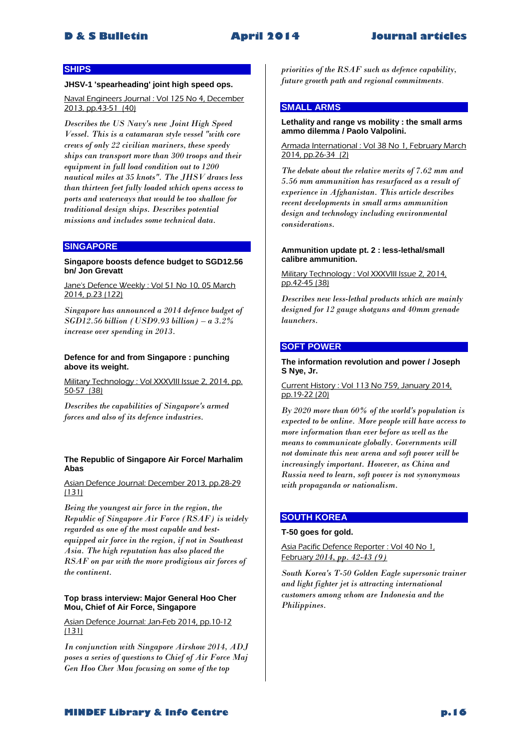## SHIPS

**JHSV-1 'spearheading' joint high speed ops.**

Naval Engineers Journal : Vol 125 No 4, December 2013, pp.43-51 (40)

*Describes the US Navy's new Joint High Speed Vessel. This is a catamaran style vessel "with core crews of only 22 civilian mariners, these speedy ships can transport more than 300 troops and their equipment in full load condition out to 1200 nautical miles at 35 knots". The JHSV draws less than thirteen feet fully loaded which opens access to ports and waterways that would be too shallow for traditional design ships. Describes potential missions and includes some technical data.*

## SINGAPORE

**Singapore boosts defence budget to SGD12.56 bn/ Jon Grevatt**

Jane's Defence Weekly : Vol 51 No 10, 05 March 2014, p.23 (122)

*Singapore has announced a 2014 defence budget of SGD12.56 billion (USD9.93 billion) – a 3.2% increase over spending in 2013.*

**Defence for and from Singapore : punching above its weight.**

Military Technology : Vol XXXVIII Issue 2, 2014, pp. 50-57 (38)

*Describes the capabilities of Singapore's armed forces and also of its defence industries.*

**The Republic of Singapore Air Force/ Marhalim Abas**

Asian Defence Journal: December 2013, pp.28-29 (131)

*Being the youngest air force in the region, the Republic of Singapore Air Force (RSAF) is widely regarded as one of the most capable and best-equipped air force in the region, if not in Southeast Asia. The high reputation has also placed the RSAF on par with the more prodigious air forces of the continent.*

**Top brass interview: Major General Hoo Cher Mou, Chief of Air Force, Singapore**

Asian Defence Journal: Jan-Feb 2014, pp.10-12 (131)

*In conjunction with Singapore Airshow 2014, ADJ poses a series of questions to Chief of Air Force Maj Gen Hoo Cher Mou focusing on some of the top priorities of the RSAF such as defence capability, future growth path and regional commitments.*

## SMALL ARMS

**Lethality and range vs mobility : the small arms ammo dilemma / Paolo Valpolini.**

Armada International : Vol 38 No 1, February March 2014, pp.26-34 (2)

*The debate about the relative merits of 7.62 mm and 5.56 mm ammunition has resurfaced as a result of experience in Afghanistan. This article describes recent developments in small arms ammunition design and technology including environmental considerations.*

**Ammunition update pt. 2 : less-lethal/small calibre ammunition.**

Military Technology : Vol XXXVIII Issue 2, 2014, pp.42-45 (38)

*Describes new less-lethal products which are mainly designed for 12 gauge shotguns and 40mm grenade launchers.*

## SOFT POWER

**The information revolution and power / Joseph S Nye, Jr.**

Current History : Vol 113 No 759, January 2014, pp.19-22 (20)

*By 2020 more than 60% of the world's population is expected to be online. More people will have access to more information than ever before as well as the means to communicate globally. Governments will not dominate this new arena and soft power will be increasingly important. However, as China and Russia need to learn, soft power is not synonymous with propaganda or nationalism.*

## SOUTH KOREA

**T-50 goes for gold.**

Asia Pacific Defence Reporter : Vol 40 No 1, February 2014, pp. 42-43 (9)

*South Korea's T-50 Golden Eagle supersonic trainer and light fighter jet is attracting international customers among whom are Indonesia and the Philippines.*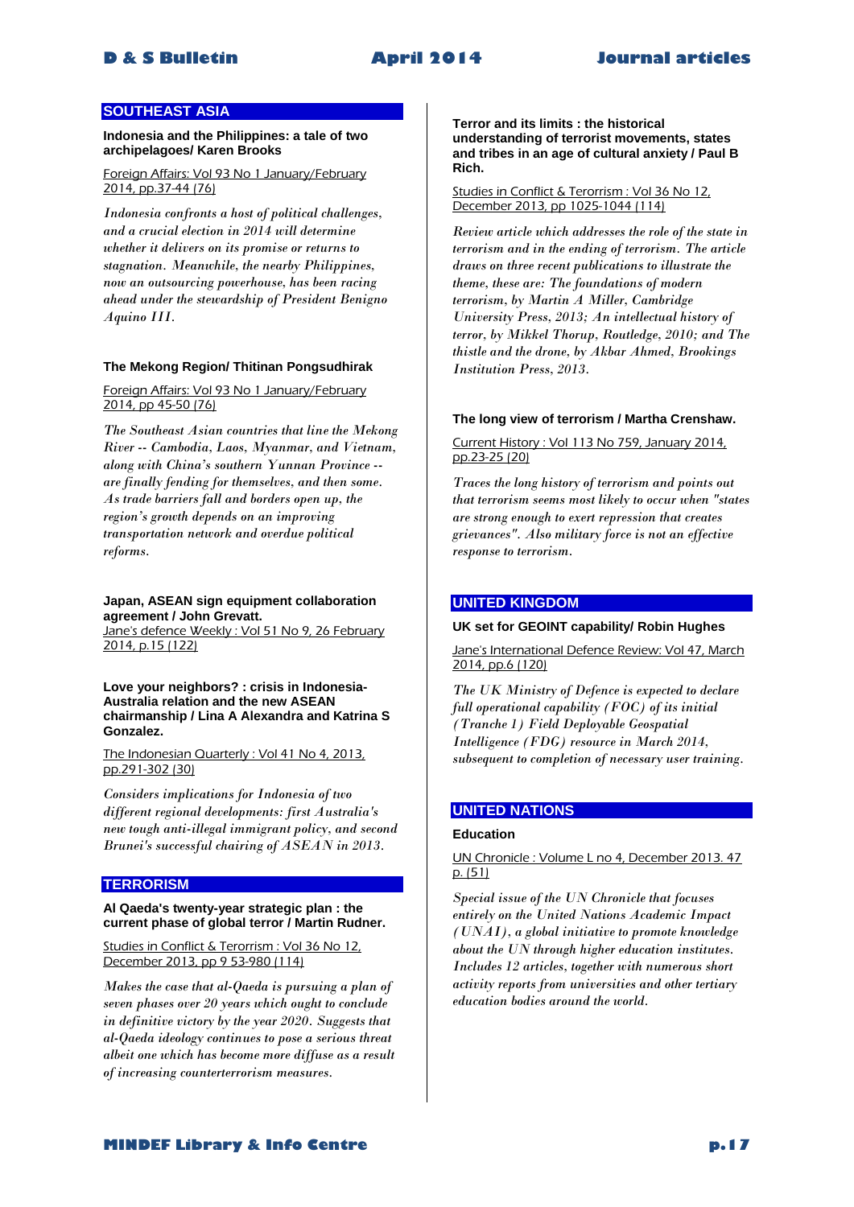## SOUTHEAST ASIA

**Indonesia and the Philippines: a tale of two archipelagoes/ Karen Brooks**

Foreign Affairs: Vol 93 No 1 January/February 2014, pp.37-44 (76)

*Indonesia confronts a host of political challenges, and a crucial election in 2014 will determine whether it delivers on its promise or returns to stagnation. Meanwhile, the nearby Philippines, now an outsourcing powerhouse, has been racing ahead under the stewardship of President Benigno Aquino III.*

**The Mekong Region/ Thitinan Pongsudhirak**

Foreign Affairs: Vol 93 No 1 January/February 2014, pp 45-50 (76)

*The Southeast Asian countries that line the Mekong River -- Cambodia, Laos, Myanmar, and Vietnam, along with China's southern Yunnan Province -- are finally fending for themselves, and then some. As trade barriers fall and borders open up, the region's growth depends on an improving transportation network and overdue political reforms.*

**Japan, ASEAN sign equipment collaboration agreement / John Grevatt.**

Jane's defence Weekly : Vol 51 No 9, 26 February 2014, p.15 (122)

**Love your neighbors? : crisis in Indonesia-Australia relation and the new ASEAN chairmanship / Lina A Alexandra and Katrina S Gonzalez.**

The Indonesian Quarterly : Vol 41 No 4, 2013, pp.291-302 (30)

*Considers implications for Indonesia of two different regional developments: first Australia's new tough anti-illegal immigrant policy, and second Brunei's successful chairing of ASEAN in 2013.*

## TERRORISM

**Al Qaeda's twenty-year strategic plan : the current phase of global terror / Martin Rudner.**

Studies in Conflict & Terrorism : Vol 36 No 12, December 2013, pp 9 53-980 (114)

*Makes the case that al-Qaeda is pursuing a plan of seven phases over 20 years which ought to conclude in definitive victory by the year 2020. Suggests that al-Qaeda ideology continues to pose a serious threat albeit one which has become more diffuse as a result of increasing counterterrorism measures.*

**Terror and its limits : the historical understanding of terrorist movements, states and tribes in an age of cultural anxiety / Paul B Rich.**

Studies in Conflict & Terrorism : Vol 36 No 12, December 2013, pp 1025-1044 (114)

*Review article which addresses the role of the state in terrorism and in the ending of terrorism. The article draws on three recent publications to illustrate the theme, these are: The foundations of modern terrorism, by Martin A Miller, Cambridge University Press, 2013; An intellectual history of terror, by Mikkel Thorup, Routledge, 2010; and The thistle and the drone, by Akbar Ahmed, Brookings Institution Press, 2013.*

**The long view of terrorism / Martha Crenshaw.**

Current History : Vol 113 No 759, January 2014, pp.23-25 (20)

*Traces the long history of terrorism and points out that terrorism seems most likely to occur when "states are strong enough to exert repression that creates grievances". Also military force is not an effective response to terrorism.*

## UNITED KINGDOM

**UK set for GEOINT capability/ Robin Hughes**

Jane's International Defence Review: Vol 47, March 2014, pp.6 (120)

*The UK Ministry of Defence is expected to declare full operational capability (FOC) of its initial (Tranche 1) Field Deployable Geospatial Intelligence (FDG) resource in March 2014, subsequent to completion of necessary user training.*

## UNITED NATIONS

**Education**

UN Chronicle : Volume L no 4, December 2013. 47 p. (51)

*Special issue of the UN Chronicle that focuses entirely on the United Nations Academic Impact (UNAI), a global initiative to promote knowledge about the UN through higher education institutes. Includes 12 articles, together with numerous short activity reports from universities and other tertiary education bodies around the world.*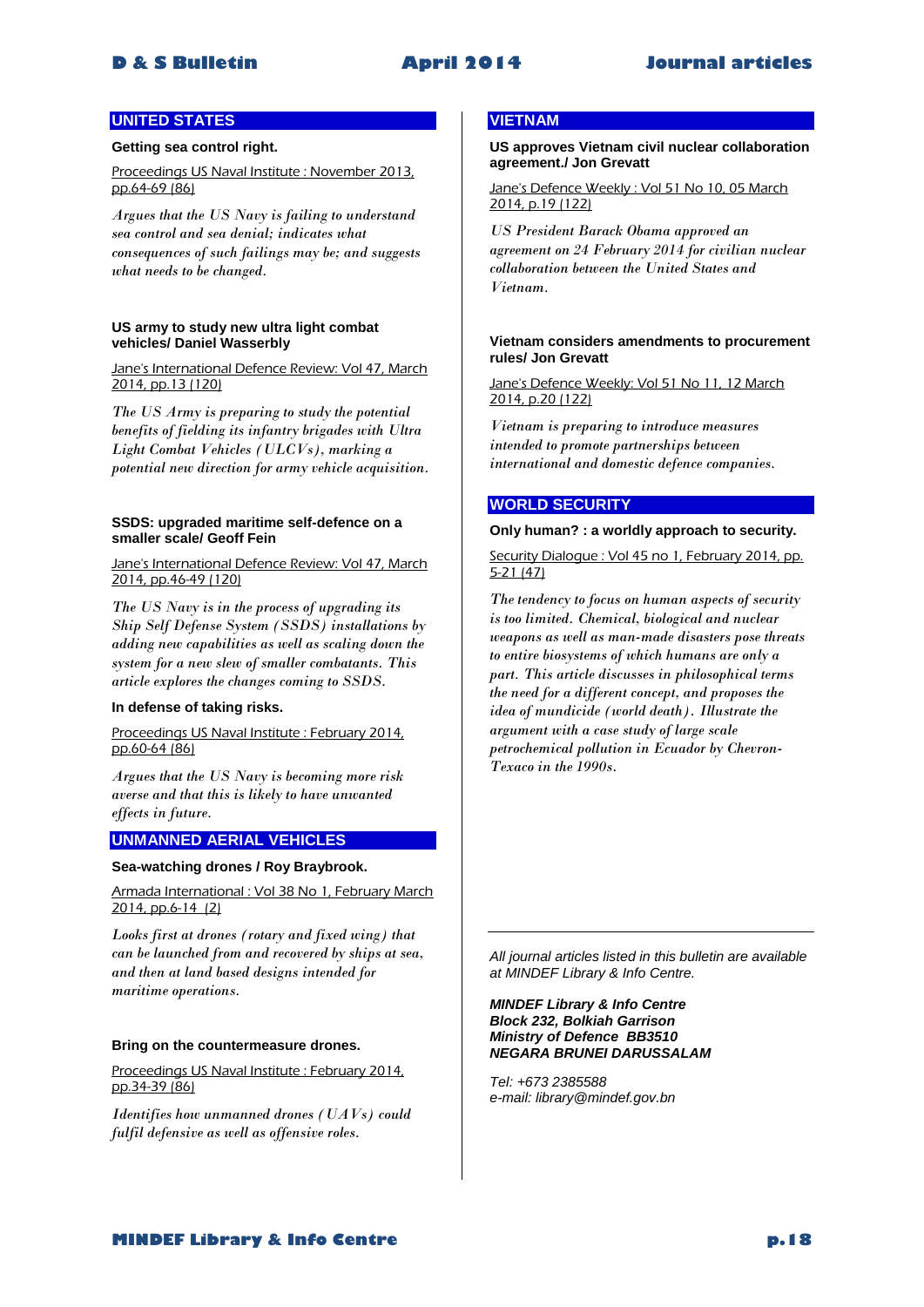## UNITED STATES

**Getting sea control right.**

Proceedings US Naval Institute : November 2013, pp.64-69 (86)

*Argues that the US Navy is failing to understand sea control and sea denial; indicates what consequences of such failings may be; and suggests what needs to be changed.*

**US army to study new ultra light combat vehicles/ Daniel Wasserbly**

Jane's International Defence Review: Vol 47, March 2014, pp.13 (120)

*The US Army is preparing to study the potential benefits of fielding its infantry brigades with Ultra Light Combat Vehicles (ULCVs), marking a potential new direction for army vehicle acquisition.*

**SSDS: upgraded maritime self-defence on a smaller scale/ Geoff Fein**

Jane's International Defence Review: Vol 47, March 2014, pp.46-49 (120)

*The US Navy is in the process of upgrading its Ship Self Defense System (SSDS) installations by adding new capabilities as well as scaling down the system for a new slew of smaller combatants. This article explores the changes coming to SSDS.*

**In defense of taking risks.**

Proceedings US Naval Institute : February 2014, pp.60-64 (86)

*Argues that the US Navy is becoming more risk averse and that this is likely to have unwanted effects in future.*

## UNMANNED AERIAL VEHICLES

**Sea-watching drones / Roy Braybrook.**

Armada International : Vol 38 No 1, February March 2014, pp.6-14 (2)

*Looks first at drones (rotary and fixed wing) that can be launched from and recovered by ships at sea, and then at land based designs intended for maritime operations.*

**Bring on the countermeasure drones.**

Proceedings US Naval Institute : February 2014, pp.34-39 (86)

*Identifies how unmanned drones (UAVs) could fulfil defensive as well as offensive roles.*

## VIETNAM

**US approves Vietnam civil nuclear collaboration agreement./ Jon Grevatt**

Jane's Defence Weekly : Vol 51 No 10, 05 March 2014, p.19 (122)

*US President Barack Obama approved an agreement on 24 February 2014 for civilian nuclear collaboration between the United States and Vietnam.*

**Vietnam considers amendments to procurement rules/ Jon Grevatt**

Jane's Defence Weekly: Vol 51 No 11, 12 March 2014, p.20 (122)

*Vietnam is preparing to introduce measures intended to promote partnerships between international and domestic defence companies.*

## WORLD SECURITY

**Only human? : a worldly approach to security.**

Security Dialogue : Vol 45 no 1, February 2014, pp. 5-21 (47)

*The tendency to focus on human aspects of security is too limited. Chemical, biological and nuclear weapons as well as man-made disasters pose threats to entire biosystems of which humans are only a part. This article discusses in philosophical terms the need for a different concept, and proposes the idea of mundicide (world death). Illustrate the argument with a case study of large scale petrochemical pollution in Ecuador by Chevron-Texaco in the 1990s.*

---

*All journal articles listed in this bulletin are available at MINDEF Library & Info Centre.*

***MINDEF Library & Info Centre***
***Block 232, Bolkiah Garrison***
***Ministry of Defence BB3510***
***NEGARA BRUNEI DARUSSALAM***

*Tel: +673 2385588*
*e-mail: library@mindef.gov.bn*